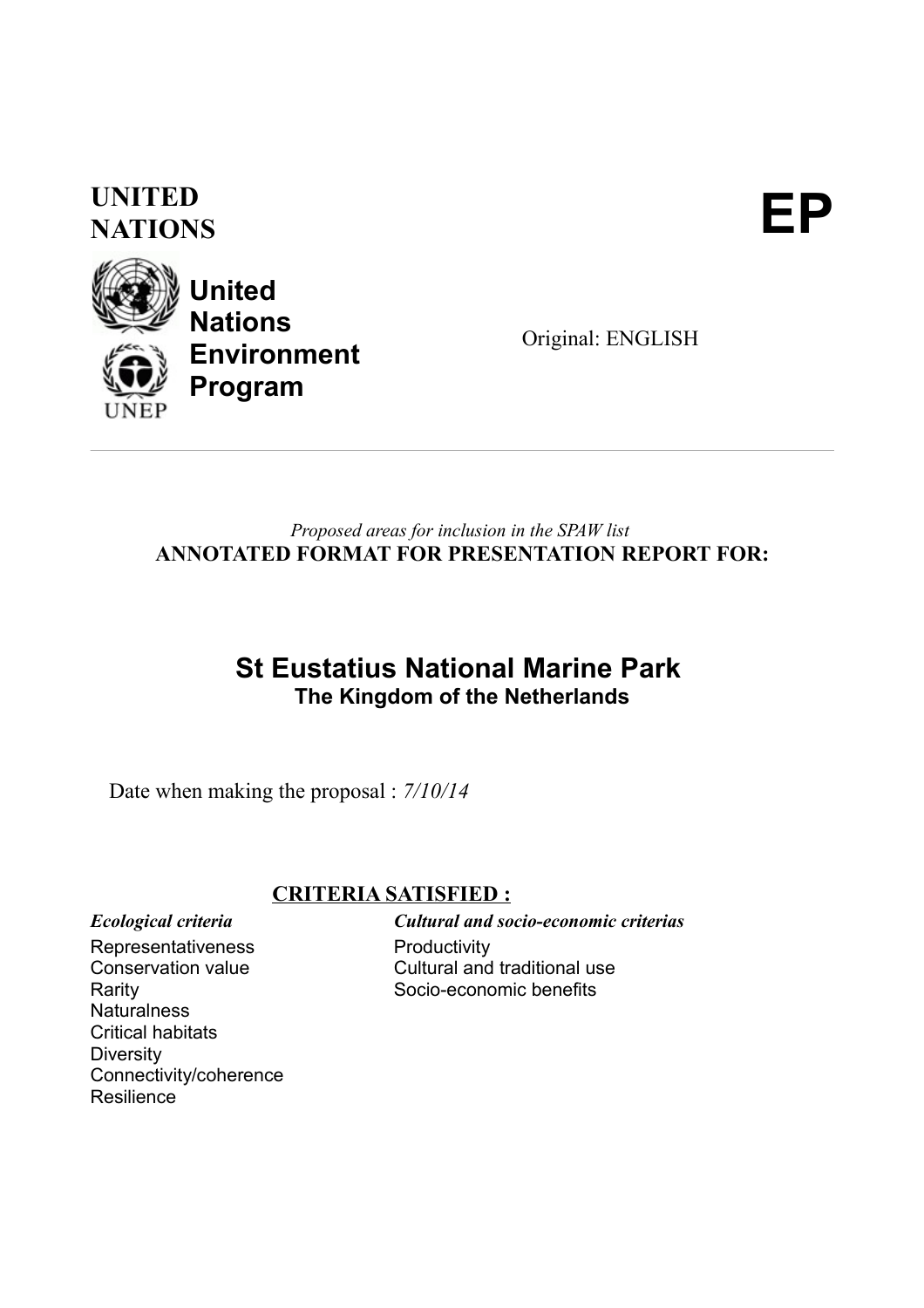UNITED NATIONS

**EP**

**United Nations Environment Program**

Original: ENGLISH

*Proposed areas for inclusion in the SPAW list*

**ANNOTATED FORMAT FOR PRESENTATION REPORT FOR:**

# St Eustatius National Marine Park

**The Kingdom of the Netherlands**

Date when making the proposal : *7/10/14*

## CRITERIA SATISFIED :

***Ecological criteria***

Representativeness
Conservation value
Rarity
Naturalness
Critical habitats
Diversity
Connectivity/coherence
Resilience

***Cultural and socio-economic criterias***

Productivity
Cultural and traditional use
Socio-economic benefits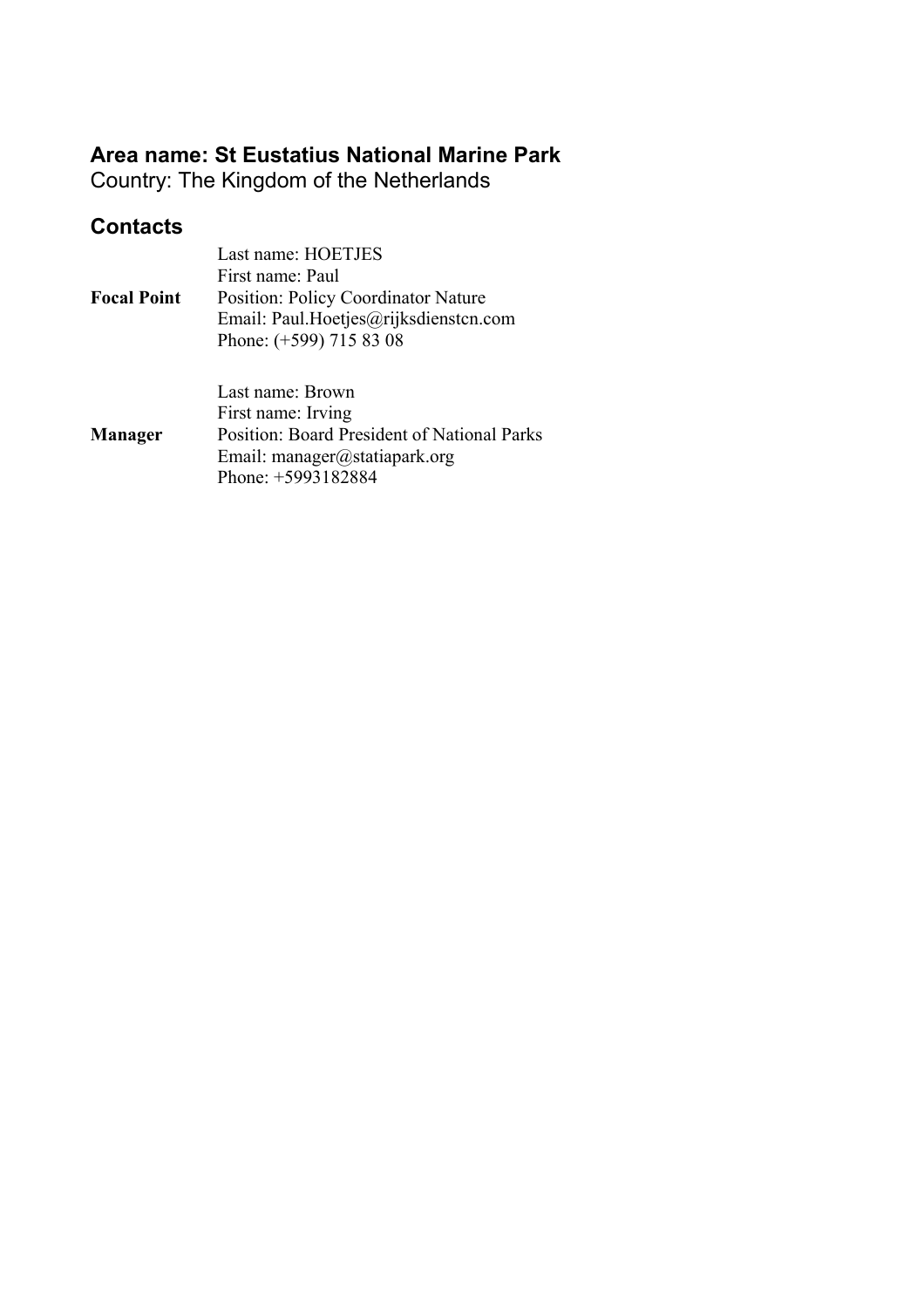**Area name: St Eustatius National Marine Park**
Country: The Kingdom of the Netherlands

## Contacts

| | |
|---|---|
| **Focal Point** | Last name: HOETJES<br>First name: Paul<br>Position: Policy Coordinator Nature<br>Email: Paul.Hoetjes@rijksdienstcn.com<br>Phone: (+599) 715 83 08 |
| **Manager** | Last name: Brown<br>First name: Irving<br>Position: Board President of National Parks<br>Email: manager@statiapark.org<br>Phone: +5993182884 |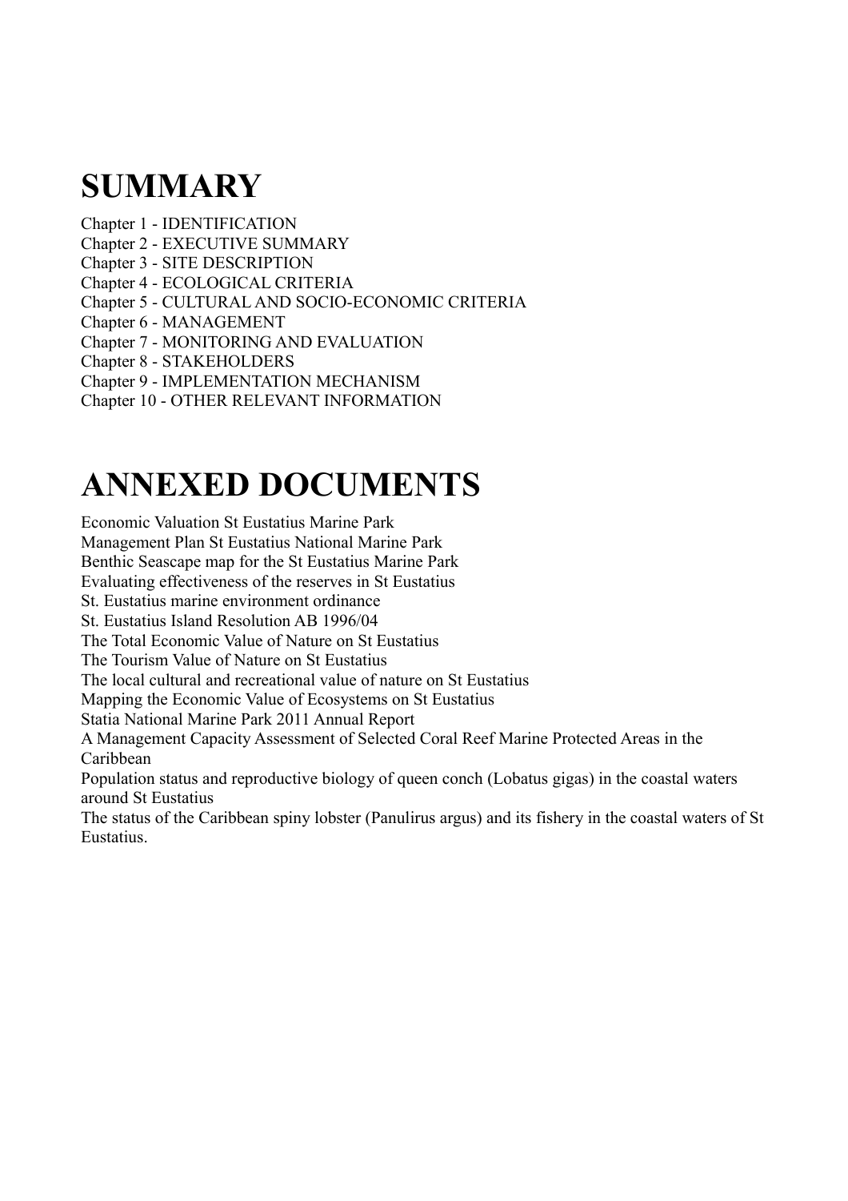# SUMMARY

Chapter 1 - IDENTIFICATION
Chapter 2 - EXECUTIVE SUMMARY
Chapter 3 - SITE DESCRIPTION
Chapter 4 - ECOLOGICAL CRITERIA
Chapter 5 - CULTURAL AND SOCIO-ECONOMIC CRITERIA
Chapter 6 - MANAGEMENT
Chapter 7 - MONITORING AND EVALUATION
Chapter 8 - STAKEHOLDERS
Chapter 9 - IMPLEMENTATION MECHANISM
Chapter 10 - OTHER RELEVANT INFORMATION

# ANNEXED DOCUMENTS

Economic Valuation St Eustatius Marine Park
Management Plan St Eustatius National Marine Park
Benthic Seascape map for the St Eustatius Marine Park
Evaluating effectiveness of the reserves in St Eustatius
St. Eustatius marine environment ordinance
St. Eustatius Island Resolution AB 1996/04
The Total Economic Value of Nature on St Eustatius
The Tourism Value of Nature on St Eustatius
The local cultural and recreational value of nature on St Eustatius
Mapping the Economic Value of Ecosystems on St Eustatius
Statia National Marine Park 2011 Annual Report
A Management Capacity Assessment of Selected Coral Reef Marine Protected Areas in the Caribbean
Population status and reproductive biology of queen conch (Lobatus gigas) in the coastal waters around St Eustatius
The status of the Caribbean spiny lobster (Panulirus argus) and its fishery in the coastal waters of St Eustatius.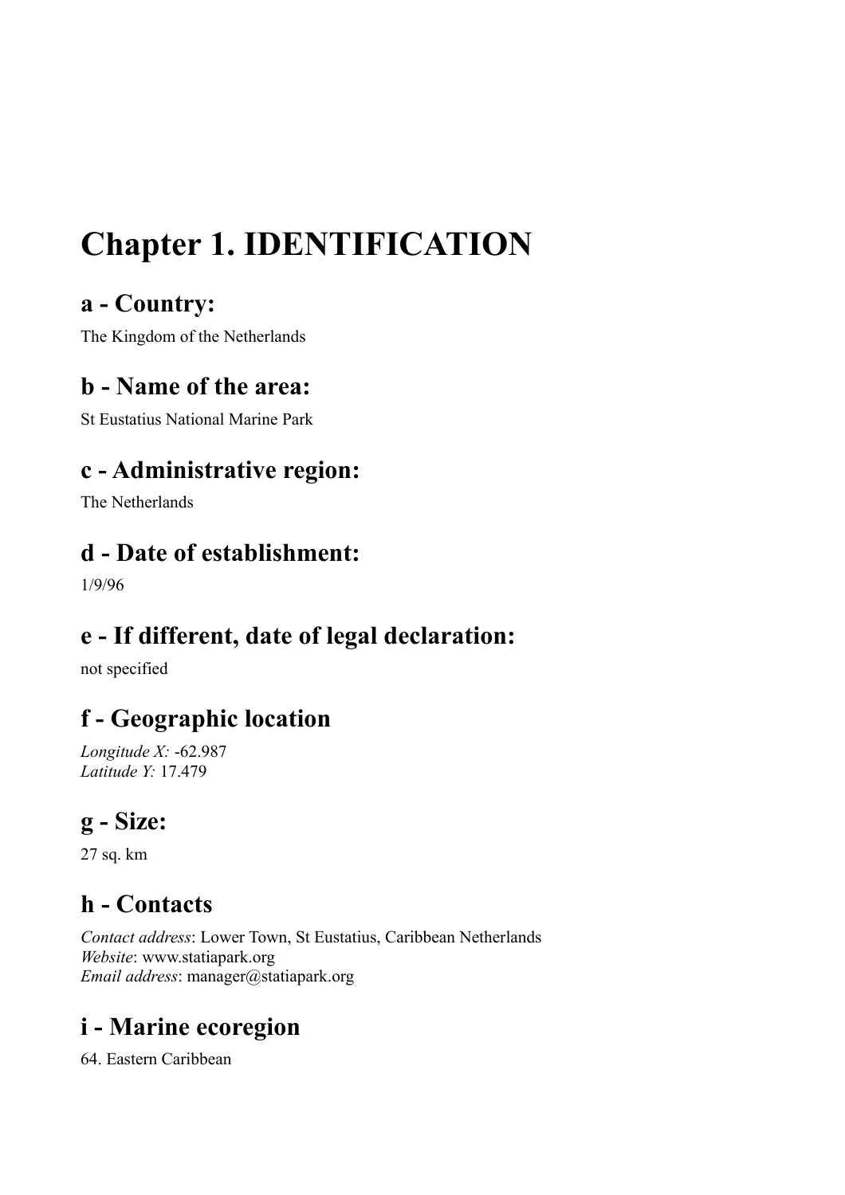# Chapter 1. IDENTIFICATION

## a - Country:

The Kingdom of the Netherlands

## b - Name of the area:

St Eustatius National Marine Park

## c - Administrative region:

The Netherlands

## d - Date of establishment:

1/9/96

## e - If different, date of legal declaration:

not specified

## f - Geographic location

*Longitude X:* -62.987
*Latitude Y:* 17.479

## g - Size:

27 sq. km

## h - Contacts

*Contact address*: Lower Town, St Eustatius, Caribbean Netherlands
*Website*: www.statiapark.org
*Email address*: manager@statiapark.org

## i - Marine ecoregion

64. Eastern Caribbean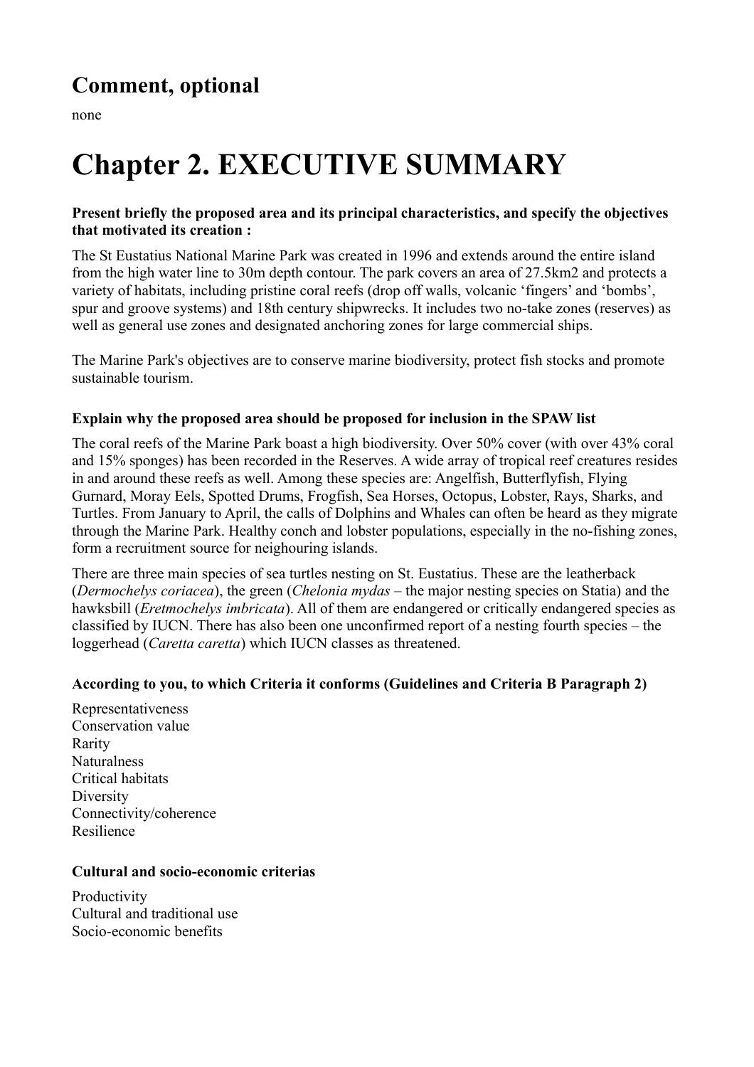## Comment, optional

none

# Chapter 2. EXECUTIVE SUMMARY

**Present briefly the proposed area and its principal characteristics, and specify the objectives that motivated its creation :**

The St Eustatius National Marine Park was created in 1996 and extends around the entire island from the high water line to 30m depth contour. The park covers an area of 27.5km2 and protects a variety of habitats, including pristine coral reefs (drop off walls, volcanic 'fingers' and 'bombs', spur and groove systems) and 18th century shipwrecks. It includes two no-take zones (reserves) as well as general use zones and designated anchoring zones for large commercial ships.

The Marine Park's objectives are to conserve marine biodiversity, protect fish stocks and promote sustainable tourism.

**Explain why the proposed area should be proposed for inclusion in the SPAW list**

The coral reefs of the Marine Park boast a high biodiversity. Over 50% cover (with over 43% coral and 15% sponges) has been recorded in the Reserves. A wide array of tropical reef creatures resides in and around these reefs as well. Among these species are: Angelfish, Butterflyfish, Flying Gurnard, Moray Eels, Spotted Drums, Frogfish, Sea Horses, Octopus, Lobster, Rays, Sharks, and Turtles. From January to April, the calls of Dolphins and Whales can often be heard as they migrate through the Marine Park. Healthy conch and lobster populations, especially in the no-fishing zones, form a recruitment source for neighouring islands.

There are three main species of sea turtles nesting on St. Eustatius. These are the leatherback (*Dermochelys coriacea*), the green (*Chelonia mydas* – the major nesting species on Statia) and the hawksbill (*Eretmochelys imbricata*). All of them are endangered or critically endangered species as classified by IUCN. There has also been one unconfirmed report of a nesting fourth species – the loggerhead (*Caretta caretta*) which IUCN classes as threatened.

**According to you, to which Criteria it conforms (Guidelines and Criteria B Paragraph 2)**

Representativeness
Conservation value
Rarity
Naturalness
Critical habitats
Diversity
Connectivity/coherence
Resilience

**Cultural and socio-economic criterias**

Productivity
Cultural and traditional use
Socio-economic benefits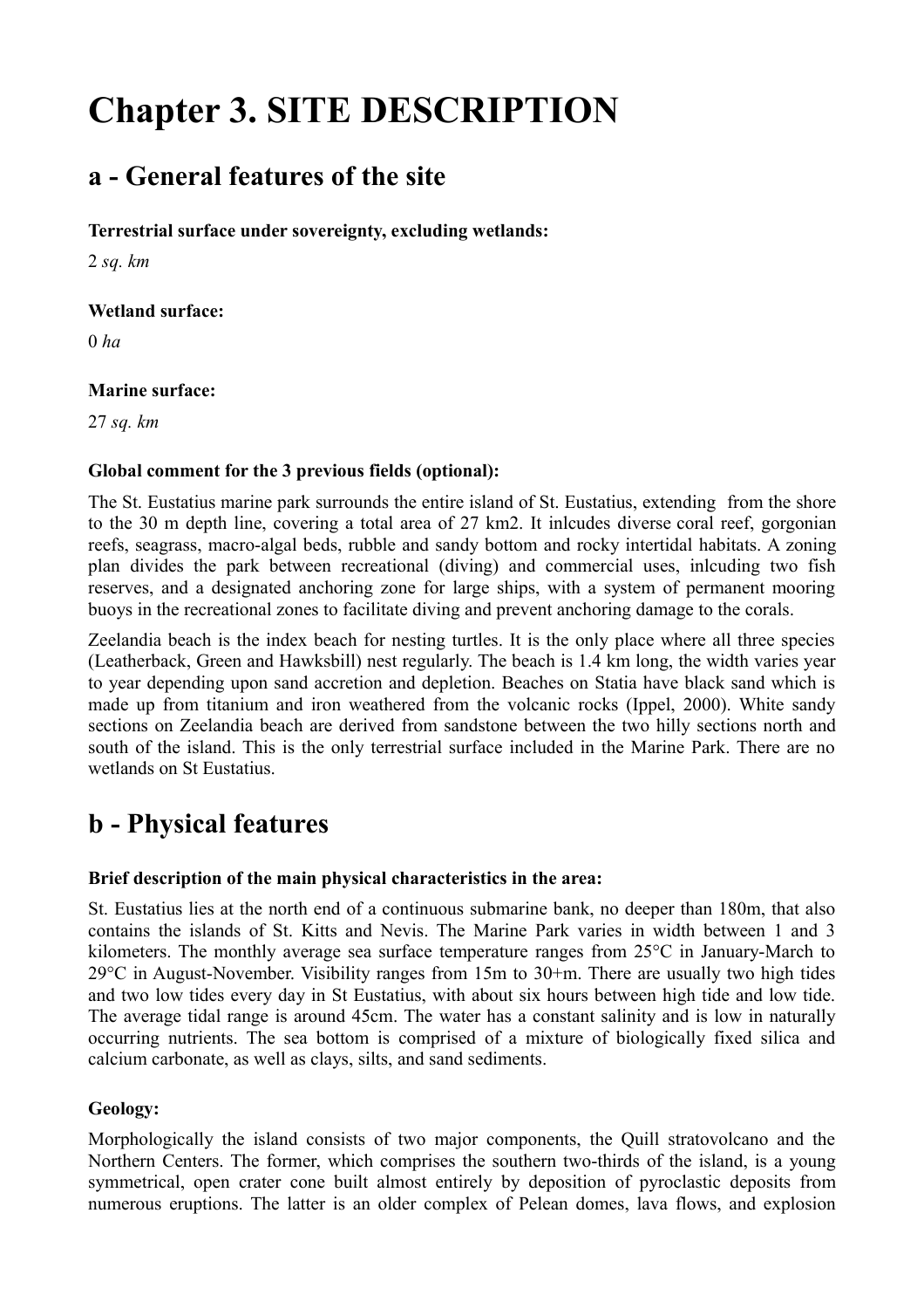# Chapter 3. SITE DESCRIPTION

## a - General features of the site

**Terrestrial surface under sovereignty, excluding wetlands:**

2 *sq. km*

**Wetland surface:**

0 *ha*

**Marine surface:**

27 *sq. km*

**Global comment for the 3 previous fields (optional):**

The St. Eustatius marine park surrounds the entire island of St. Eustatius, extending from the shore to the 30 m depth line, covering a total area of 27 km2. It inlcudes diverse coral reef, gorgonian reefs, seagrass, macro-algal beds, rubble and sandy bottom and rocky intertidal habitats. A zoning plan divides the park between recreational (diving) and commercial uses, inlcuding two fish reserves, and a designated anchoring zone for large ships, with a system of permanent mooring buoys in the recreational zones to facilitate diving and prevent anchoring damage to the corals.

Zeelandia beach is the index beach for nesting turtles. It is the only place where all three species (Leatherback, Green and Hawksbill) nest regularly. The beach is 1.4 km long, the width varies year to year depending upon sand accretion and depletion. Beaches on Statia have black sand which is made up from titanium and iron weathered from the volcanic rocks (Ippel, 2000). White sandy sections on Zeelandia beach are derived from sandstone between the two hilly sections north and south of the island. This is the only terrestrial surface included in the Marine Park. There are no wetlands on St Eustatius.

## b - Physical features

**Brief description of the main physical characteristics in the area:**

St. Eustatius lies at the north end of a continuous submarine bank, no deeper than 180m, that also contains the islands of St. Kitts and Nevis. The Marine Park varies in width between 1 and 3 kilometers. The monthly average sea surface temperature ranges from 25°C in January-March to 29°C in August-November. Visibility ranges from 15m to 30+m. There are usually two high tides and two low tides every day in St Eustatius, with about six hours between high tide and low tide. The average tidal range is around 45cm. The water has a constant salinity and is low in naturally occurring nutrients. The sea bottom is comprised of a mixture of biologically fixed silica and calcium carbonate, as well as clays, silts, and sand sediments.

**Geology:**

Morphologically the island consists of two major components, the Quill stratovolcano and the Northern Centers. The former, which comprises the southern two-thirds of the island, is a young symmetrical, open crater cone built almost entirely by deposition of pyroclastic deposits from numerous eruptions. The latter is an older complex of Pelean domes, lava flows, and explosion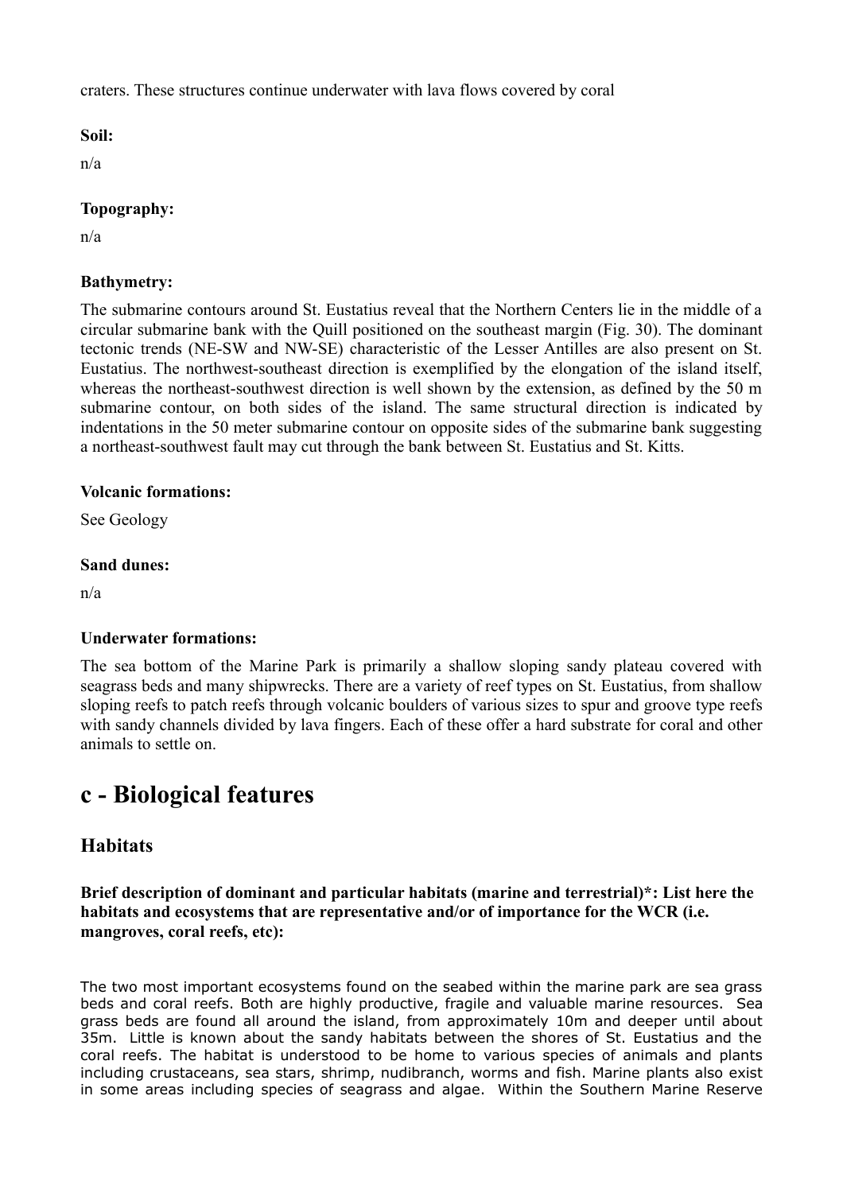craters. These structures continue underwater with lava flows covered by coral

**Soil:**

n/a

**Topography:**

n/a

**Bathymetry:**

The submarine contours around St. Eustatius reveal that the Northern Centers lie in the middle of a circular submarine bank with the Quill positioned on the southeast margin (Fig. 30). The dominant tectonic trends (NE-SW and NW-SE) characteristic of the Lesser Antilles are also present on St. Eustatius. The northwest-southeast direction is exemplified by the elongation of the island itself, whereas the northeast-southwest direction is well shown by the extension, as defined by the 50 m submarine contour, on both sides of the island. The same structural direction is indicated by indentations in the 50 meter submarine contour on opposite sides of the submarine bank suggesting a northeast-southwest fault may cut through the bank between St. Eustatius and St. Kitts.

**Volcanic formations:**

See Geology

**Sand dunes:**

n/a

**Underwater formations:**

The sea bottom of the Marine Park is primarily a shallow sloping sandy plateau covered with seagrass beds and many shipwrecks. There are a variety of reef types on St. Eustatius, from shallow sloping reefs to patch reefs through volcanic boulders of various sizes to spur and groove type reefs with sandy channels divided by lava fingers. Each of these offer a hard substrate for coral and other animals to settle on.

# c - Biological features

## Habitats

**Brief description of dominant and particular habitats (marine and terrestrial)*: List here the habitats and ecosystems that are representative and/or of importance for the WCR (i.e. mangroves, coral reefs, etc):**

The two most important ecosystems found on the seabed within the marine park are sea grass beds and coral reefs. Both are highly productive, fragile and valuable marine resources. Sea grass beds are found all around the island, from approximately 10m and deeper until about 35m. Little is known about the sandy habitats between the shores of St. Eustatius and the coral reefs. The habitat is understood to be home to various species of animals and plants including crustaceans, sea stars, shrimp, nudibranch, worms and fish. Marine plants also exist in some areas including species of seagrass and algae. Within the Southern Marine Reserve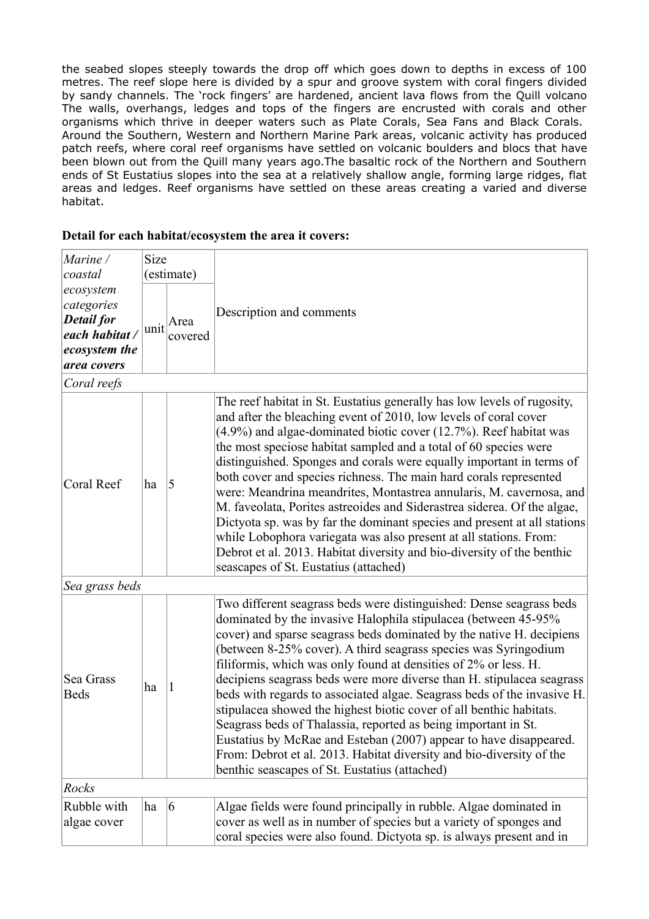the seabed slopes steeply towards the drop off which goes down to depths in excess of 100 metres. The reef slope here is divided by a spur and groove system with coral fingers divided by sandy channels. The 'rock fingers' are hardened, ancient lava flows from the Quill volcano The walls, overhangs, ledges and tops of the fingers are encrusted with corals and other organisms which thrive in deeper waters such as Plate Corals, Sea Fans and Black Corals. Around the Southern, Western and Northern Marine Park areas, volcanic activity has produced patch reefs, where coral reef organisms have settled on volcanic boulders and blocs that have been blown out from the Quill many years ago.The basaltic rock of the Northern and Southern ends of St Eustatius slopes into the sea at a relatively shallow angle, forming large ridges, flat areas and ledges. Reef organisms have settled on these areas creating a varied and diverse habitat.

**Detail for each habitat/ecosystem the area it covers:**

| *Marine / coastal ecosystem categories* ***Detail for each habitat / ecosystem the area covers*** | Size (estimate) | | Description and comments |
|---|---|---|---|
| | unit | Area covered | |
| *Coral reefs* | | | |
| Coral Reef | ha | 5 | The reef habitat in St. Eustatius generally has low levels of rugosity, and after the bleaching event of 2010, low levels of coral cover (4.9%) and algae-dominated biotic cover (12.7%). Reef habitat was the most speciose habitat sampled and a total of 60 species were distinguished. Sponges and corals were equally important in terms of both cover and species richness. The main hard corals represented were: Meandrina meandrites, Montastrea annularis, M. cavernosa, and M. faveolata, Porites astreoides and Siderastrea siderea. Of the algae, Dictyota sp. was by far the dominant species and present at all stations while Lobophora variegata was also present at all stations. From: Debrot et al. 2013. Habitat diversity and bio-diversity of the benthic seascapes of St. Eustatius (attached) |
| *Sea grass beds* | | | |
| Sea Grass Beds | ha | 1 | Two different seagrass beds were distinguished: Dense seagrass beds dominated by the invasive Halophila stipulacea (between 45-95% cover) and sparse seagrass beds dominated by the native H. decipiens (between 8-25% cover). A third seagrass species was Syringodium filiformis, which was only found at densities of 2% or less. H. decipiens seagrass beds were more diverse than H. stipulacea seagrass beds with regards to associated algae. Seagrass beds of the invasive H. stipulacea showed the highest biotic cover of all benthic habitats. Seagrass beds of Thalassia, reported as being important in St. Eustatius by McRae and Esteban (2007) appear to have disappeared. From: Debrot et al. 2013. Habitat diversity and bio-diversity of the benthic seascapes of St. Eustatius (attached) |
| *Rocks* | | | |
| Rubble with algae cover | ha | 6 | Algae fields were found principally in rubble. Algae dominated in cover as well as in number of species but a variety of sponges and coral species were also found. Dictyota sp. is always present and in |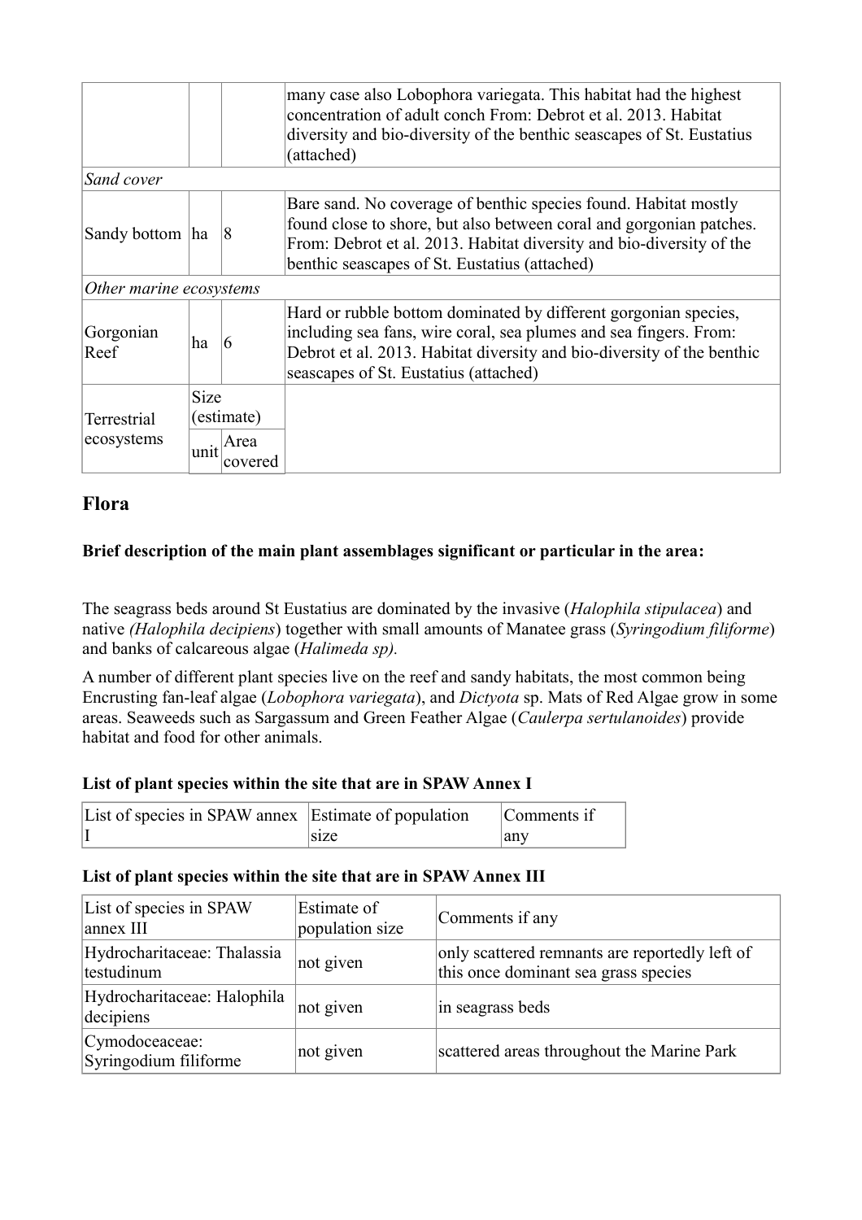| | | | |
|---|---|---|---|
| | | | many case also Lobophora variegata. This habitat had the highest concentration of adult conch From: Debrot et al. 2013. Habitat diversity and bio-diversity of the benthic seascapes of St. Eustatius (attached) |
| *Sand cover* | | | |
| Sandy bottom | ha | 8 | Bare sand. No coverage of benthic species found. Habitat mostly found close to shore, but also between coral and gorgonian patches. From: Debrot et al. 2013. Habitat diversity and bio-diversity of the benthic seascapes of St. Eustatius (attached) |
| *Other marine ecosystems* | | | |
| Gorgonian Reef | ha | 6 | Hard or rubble bottom dominated by different gorgonian species, including sea fans, wire coral, sea plumes and sea fingers. From: Debrot et al. 2013. Habitat diversity and bio-diversity of the benthic seascapes of St. Eustatius (attached) |
| Terrestrial ecosystems | Size (estimate) | | |
| | unit | Area covered | |

## Flora

**Brief description of the main plant assemblages significant or particular in the area:**

The seagrass beds around St Eustatius are dominated by the invasive (*Halophila stipulacea*) and native *(Halophila decipiens*) together with small amounts of Manatee grass (*Syringodium filiforme*) and banks of calcareous algae (*Halimeda sp).*

A number of different plant species live on the reef and sandy habitats, the most common being Encrusting fan-leaf algae (*Lobophora variegata*), and *Dictyota* sp. Mats of Red Algae grow in some areas. Seaweeds such as Sargassum and Green Feather Algae (*Caulerpa sertulanoides*) provide habitat and food for other animals.

### List of plant species within the site that are in SPAW Annex I

| List of species in SPAW annex I | Estimate of population size | Comments if any |
|---|---|---|

### List of plant species within the site that are in SPAW Annex III

| List of species in SPAW annex III | Estimate of population size | Comments if any |
|---|---|---|
| Hydrocharitaceae: Thalassia testudinum | not given | only scattered remnants are reportedly left of this once dominant sea grass species |
| Hydrocharitaceae: Halophila decipiens | not given | in seagrass beds |
| Cymodoceaceae: Syringodium filiforme | not given | scattered areas throughout the Marine Park |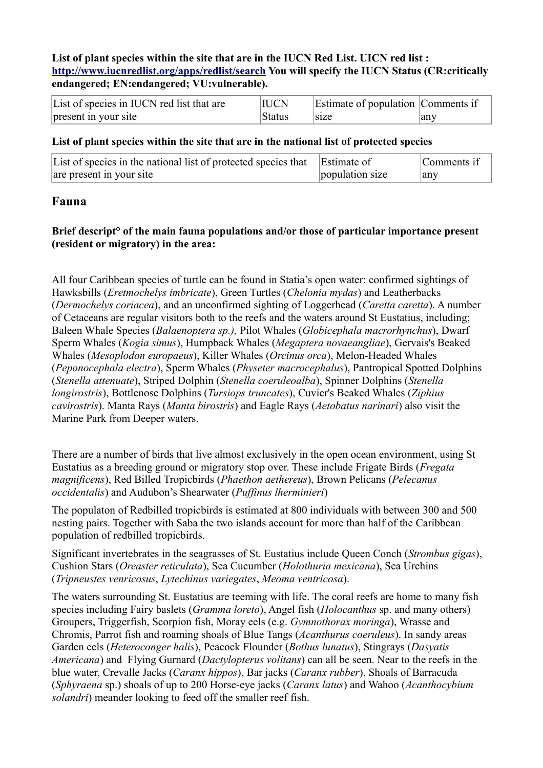**List of plant species within the site that are in the IUCN Red List. UICN red list : http://www.iucnredlist.org/apps/redlist/search You will specify the IUCN Status (CR:critically endangered; EN:endangered; VU:vulnerable).**

| List of species in IUCN red list that are present in your site | IUCN Status | Estimate of population size | Comments if any |
|---|---|---|---|

**List of plant species within the site that are in the national list of protected species**

| List of species in the national list of protected species that are present in your site | Estimate of population size | Comments if any |
|---|---|---|

## Fauna

**Brief descript° of the main fauna populations and/or those of particular importance present (resident or migratory) in the area:**

All four Caribbean species of turtle can be found in Statia's open water: confirmed sightings of Hawksbills (*Eretmochelys imbricate*), Green Turtles (*Chelonia mydas*) and Leatherbacks (*Dermochelys coriacea*), and an unconfirmed sighting of Loggerhead (*Caretta caretta*). A number of Cetaceans are regular visitors both to the reefs and the waters around St Eustatius, including; Baleen Whale Species (*Balaenoptera sp.),* Pilot Whales (*Globicephala macrorhynchus*), Dwarf Sperm Whales (*Kogia simus*), Humpback Whales (*Megaptera novaeangliae*), Gervais's Beaked Whales (*Mesoplodon europaeus*), Killer Whales (*Orcinus orca*), Melon-Headed Whales (*Peponocephala electra*), Sperm Whales (*Physeter macrocephalus*), Pantropical Spotted Dolphins (*Stenella attenuate*), Striped Dolphin (*Stenella coeruleoalba*), Spinner Dolphins (*Stenella longirostris*), Bottlenose Dolphins (*Tursiops truncates*), Cuvier's Beaked Whales (*Ziphius cavirostris*). Manta Rays (*Manta birostris*) and Eagle Rays (*Aetobatus narinari*) also visit the Marine Park from Deeper waters.

There are a number of birds that live almost exclusively in the open ocean environment, using St Eustatius as a breeding ground or migratory stop over. These include Frigate Birds (*Fregata magnificens*), Red Billed Tropicbirds (*Phaethon aethereus*), Brown Pelicans (*Pelecanus occidentalis*) and Audubon's Shearwater (*Puffinus lherminieri*)

The populaton of Redbilled tropicbirds is estimated at 800 individuals with between 300 and 500 nesting pairs. Together with Saba the two islands account for more than half of the Caribbean population of redbilled tropicbirds.

Significant invertebrates in the seagrasses of St. Eustatius include Queen Conch (*Strombus gigas*), Cushion Stars (*Oreaster reticulata*), Sea Cucumber (*Holothuria mexicana*), Sea Urchins (*Tripneustes venricosus*, *Lytechinus variegates*, *Meoma ventricosa*).

The waters surrounding St. Eustatius are teeming with life. The coral reefs are home to many fish species including Fairy baslets (*Gramma loreto*), Angel fish (*Holocanthus* sp. and many others) Groupers, Triggerfish, Scorpion fish, Moray eels (e.g. *Gymnothorax moringa*), Wrasse and Chromis, Parrot fish and roaming shoals of Blue Tangs (*Acanthurus coeruleus*). In sandy areas Garden eels (*Heteroconger halis*), Peacock Flounder (*Bothus lunatus*), Stingrays (*Dasyatis Americana*) and Flying Gurnard (*Dactylopterus volitans*) can all be seen. Near to the reefs in the blue water, Crevalle Jacks (*Caranx hippos*), Bar jacks (*Caranx rubber*), Shoals of Barracuda (*Sphyraena* sp.) shoals of up to 200 Horse-eye jacks (*Caranx latus*) and Wahoo (*Acanthocybium solandri*) meander looking to feed off the smaller reef fish.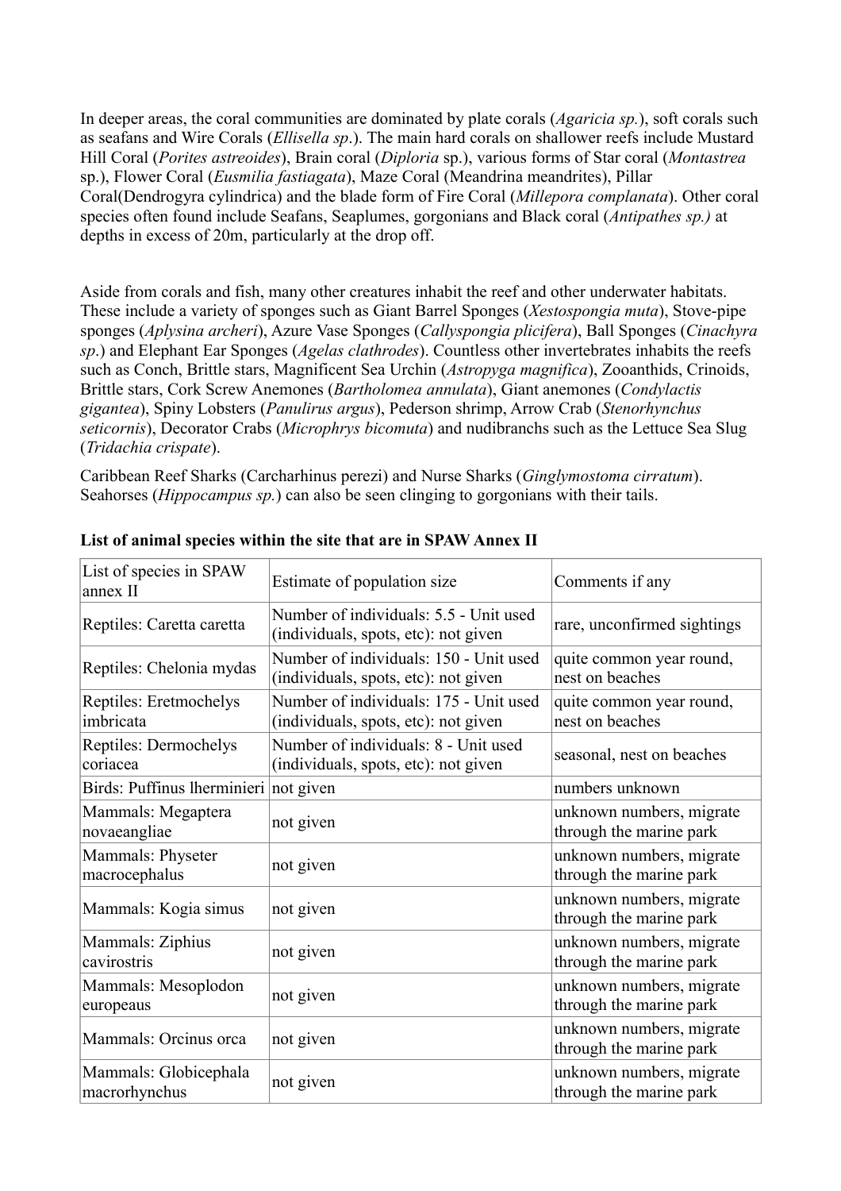In deeper areas, the coral communities are dominated by plate corals (*Agaricia sp.*), soft corals such as seafans and Wire Corals (*Ellisella sp*.). The main hard corals on shallower reefs include Mustard Hill Coral (*Porites astreoides*), Brain coral (*Diploria* sp.), various forms of Star coral (*Montastrea* sp.), Flower Coral (*Eusmilia fastiagata*), Maze Coral (Meandrina meandrites), Pillar Coral(Dendrogyra cylindrica) and the blade form of Fire Coral (*Millepora complanata*). Other coral species often found include Seafans, Seaplumes, gorgonians and Black coral (*Antipathes sp.)* at depths in excess of 20m, particularly at the drop off.

Aside from corals and fish, many other creatures inhabit the reef and other underwater habitats. These include a variety of sponges such as Giant Barrel Sponges (*Xestospongia muta*), Stove-pipe sponges (*Aplysina archeri*), Azure Vase Sponges (*Callyspongia plicifera*), Ball Sponges (*Cinachyra sp*.) and Elephant Ear Sponges (*Agelas clathrodes*). Countless other invertebrates inhabits the reefs such as Conch, Brittle stars, Magnificent Sea Urchin (*Astropyga magnifica*), Zooanthids, Crinoids, Brittle stars, Cork Screw Anemones (*Bartholomea annulata*), Giant anemones (*Condylactis gigantea*), Spiny Lobsters (*Panulirus argus*), Pederson shrimp, Arrow Crab (*Stenorhynchus seticornis*), Decorator Crabs (*Microphrys bicomuta*) and nudibranchs such as the Lettuce Sea Slug (*Tridachia crispate*).

Caribbean Reef Sharks (Carcharhinus perezi) and Nurse Sharks (*Ginglymostoma cirratum*). Seahorses (*Hippocampus sp.*) can also be seen clinging to gorgonians with their tails.

**List of animal species within the site that are in SPAW Annex II**

| List of species in SPAW annex II | Estimate of population size | Comments if any |
|---|---|---|
| Reptiles: Caretta caretta | Number of individuals: 5.5 - Unit used (individuals, spots, etc): not given | rare, unconfirmed sightings |
| Reptiles: Chelonia mydas | Number of individuals: 150 - Unit used (individuals, spots, etc): not given | quite common year round, nest on beaches |
| Reptiles: Eretmochelys imbricata | Number of individuals: 175 - Unit used (individuals, spots, etc): not given | quite common year round, nest on beaches |
| Reptiles: Dermochelys coriacea | Number of individuals: 8 - Unit used (individuals, spots, etc): not given | seasonal, nest on beaches |
| Birds: Puffinus lherminieri | not given | numbers unknown |
| Mammals: Megaptera novaeangliae | not given | unknown numbers, migrate through the marine park |
| Mammals: Physeter macrocephalus | not given | unknown numbers, migrate through the marine park |
| Mammals: Kogia simus | not given | unknown numbers, migrate through the marine park |
| Mammals: Ziphius cavirostris | not given | unknown numbers, migrate through the marine park |
| Mammals: Mesoplodon europeaus | not given | unknown numbers, migrate through the marine park |
| Mammals: Orcinus orca | not given | unknown numbers, migrate through the marine park |
| Mammals: Globicephala macrorhynchus | not given | unknown numbers, migrate through the marine park |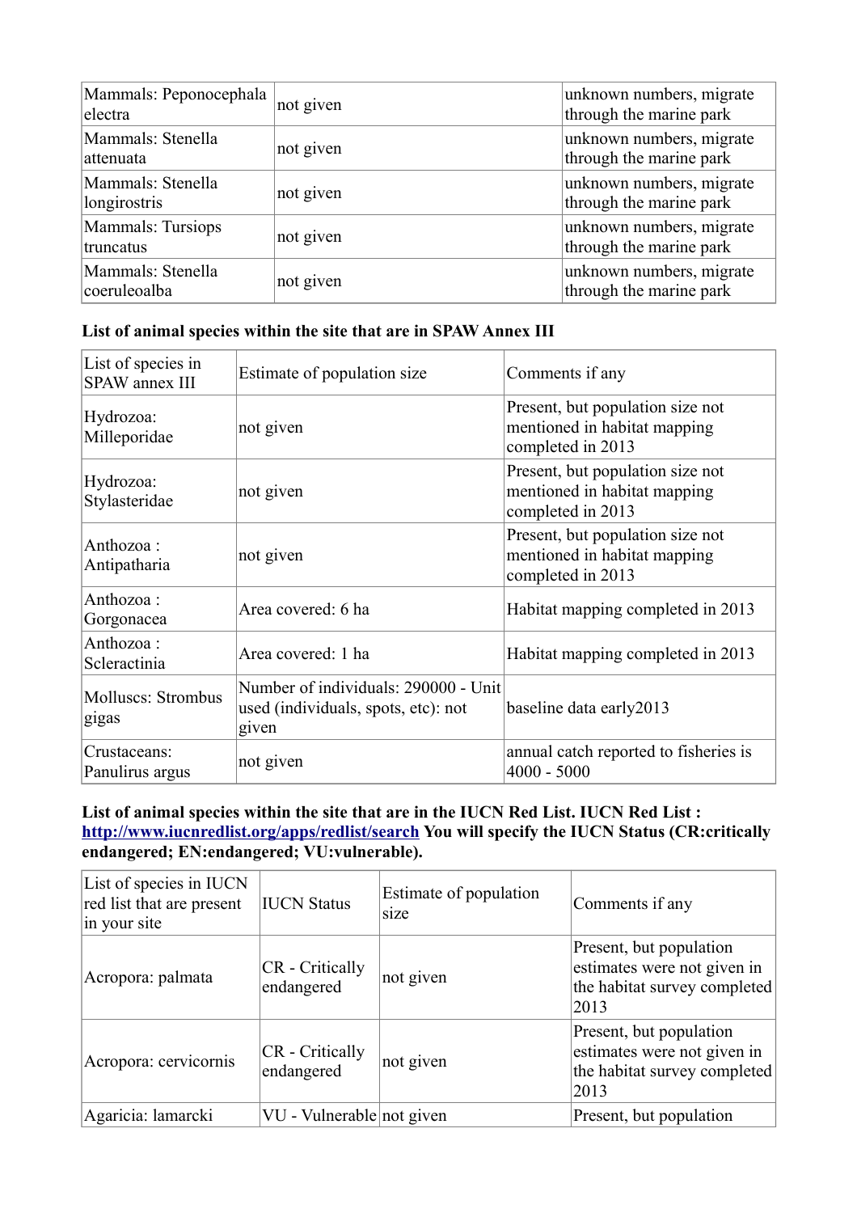| Mammals: Peponocephala electra | not given | unknown numbers, migrate through the marine park |
|---|---|---|
| Mammals: Stenella attenuata | not given | unknown numbers, migrate through the marine park |
| Mammals: Stenella longirostris | not given | unknown numbers, migrate through the marine park |
| Mammals: Tursiops truncatus | not given | unknown numbers, migrate through the marine park |
| Mammals: Stenella coeruleoalba | not given | unknown numbers, migrate through the marine park |

**List of animal species within the site that are in SPAW Annex III**

| List of species in SPAW annex III | Estimate of population size | Comments if any |
|---|---|---|
| Hydrozoa: Milleporidae | not given | Present, but population size not mentioned in habitat mapping completed in 2013 |
| Hydrozoa: Stylasteridae | not given | Present, but population size not mentioned in habitat mapping completed in 2013 |
| Anthozoa : Antipatharia | not given | Present, but population size not mentioned in habitat mapping completed in 2013 |
| Anthozoa : Gorgonacea | Area covered: 6 ha | Habitat mapping completed in 2013 |
| Anthozoa : Scleractinia | Area covered: 1 ha | Habitat mapping completed in 2013 |
| Molluscs: Strombus gigas | Number of individuals: 290000 - Unit used (individuals, spots, etc): not given | baseline data early2013 |
| Crustaceans: Panulirus argus | not given | annual catch reported to fisheries is 4000 - 5000 |

**List of animal species within the site that are in the IUCN Red List. IUCN Red List : [http://www.iucnredlist.org/apps/redlist/search](http://www.iucnredlist.org/apps/redlist/search) You will specify the IUCN Status (CR:critically endangered; EN:endangered; VU:vulnerable).**

| List of species in IUCN red list that are present in your site | IUCN Status | Estimate of population size | Comments if any |
|---|---|---|---|
| Acropora: palmata | CR - Critically endangered | not given | Present, but population estimates were not given in the habitat survey completed 2013 |
| Acropora: cervicornis | CR - Critically endangered | not given | Present, but population estimates were not given in the habitat survey completed 2013 |
| Agaricia: lamarcki | VU - Vulnerable | not given | Present, but population |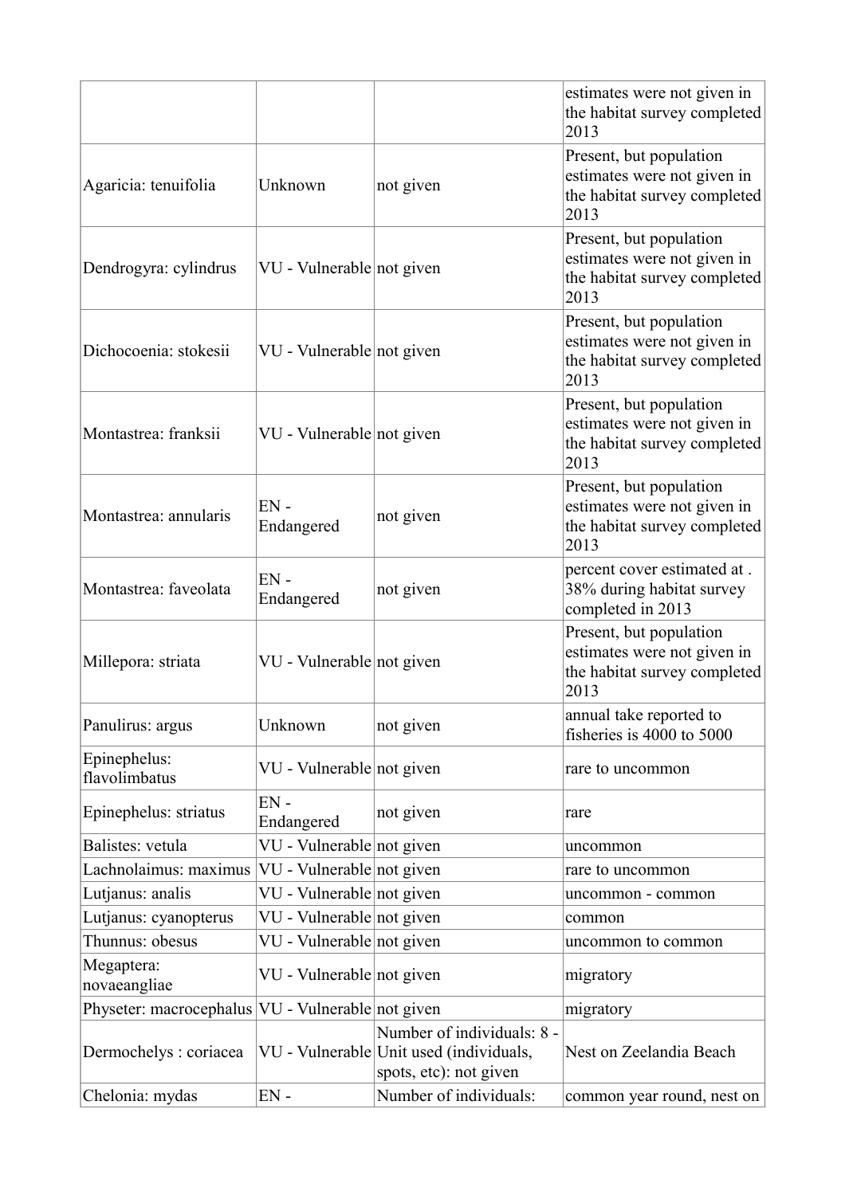| | | | |
|---|---|---|---|
| | | | estimates were not given in the habitat survey completed 2013 |
| Agaricia: tenuifolia | Unknown | not given | Present, but population estimates were not given in the habitat survey completed 2013 |
| Dendrogyra: cylindrus | VU - Vulnerable | not given | Present, but population estimates were not given in the habitat survey completed 2013 |
| Dichocoenia: stokesii | VU - Vulnerable | not given | Present, but population estimates were not given in the habitat survey completed 2013 |
| Montastrea: franksii | VU - Vulnerable | not given | Present, but population estimates were not given in the habitat survey completed 2013 |
| Montastrea: annularis | EN - Endangered | not given | Present, but population estimates were not given in the habitat survey completed 2013 |
| Montastrea: faveolata | EN - Endangered | not given | percent cover estimated at . 38% during habitat survey completed in 2013 |
| Millepora: striata | VU - Vulnerable | not given | Present, but population estimates were not given in the habitat survey completed 2013 |
| Panulirus: argus | Unknown | not given | annual take reported to fisheries is 4000 to 5000 |
| Epinephelus: flavolimbatus | VU - Vulnerable | not given | rare to uncommon |
| Epinephelus: striatus | EN - Endangered | not given | rare |
| Balistes: vetula | VU - Vulnerable | not given | uncommon |
| Lachnolaimus: maximus | VU - Vulnerable | not given | rare to uncommon |
| Lutjanus: analis | VU - Vulnerable | not given | uncommon - common |
| Lutjanus: cyanopterus | VU - Vulnerable | not given | common |
| Thunnus: obesus | VU - Vulnerable | not given | uncommon to common |
| Megaptera: novaeangliae | VU - Vulnerable | not given | migratory |
| Physeter: macrocephalus | VU - Vulnerable | not given | migratory |
| Dermochelys : coriacea | VU - Vulnerable | Number of individuals: 8 - Unit used (individuals, spots, etc): not given | Nest on Zeelandia Beach |
| Chelonia: mydas | EN - | Number of individuals: | common year round, nest on |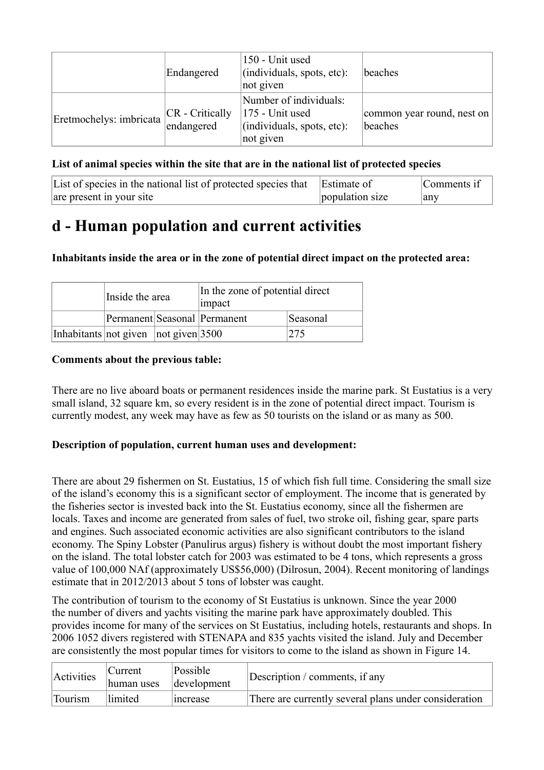|  | Endangered | 150 - Unit used (individuals, spots, etc): not given | beaches |
| --- | --- | --- | --- |
| Eretmochelys: imbricata | CR - Critically endangered | Number of individuals: 175 - Unit used (individuals, spots, etc): not given | common year round, nest on beaches |

**List of animal species within the site that are in the national list of protected species**

| List of species in the national list of protected species that are present in your site | Estimate of population size | Comments if any |
| --- | --- | --- |

# d - Human population and current activities

**Inhabitants inside the area or in the zone of potential direct impact on the protected area:**

|  | Inside the area |  | In the zone of potential direct impact |  |
| --- | --- | --- | --- | --- |
|  | Permanent | Seasonal | Permanent | Seasonal |
| Inhabitants | not given | not given | 3500 | 275 |

**Comments about the previous table:**

There are no live aboard boats or permanent residences inside the marine park. St Eustatius is a very small island, 32 square km, so every resident is in the zone of potential direct impact. Tourism is currently modest, any week may have as few as 50 tourists on the island or as many as 500.

**Description of population, current human uses and development:**

There are about 29 fishermen on St. Eustatius, 15 of which fish full time. Considering the small size of the island's economy this is a significant sector of employment. The income that is generated by the fisheries sector is invested back into the St. Eustatius economy, since all the fishermen are locals. Taxes and income are generated from sales of fuel, two stroke oil, fishing gear, spare parts and engines. Such associated economic activities are also significant contributors to the island economy. The Spiny Lobster (Panulirus argus) fishery is without doubt the most important fishery on the island. The total lobster catch for 2003 was estimated to be 4 tons, which represents a gross value of 100,000 NAf (approximately US$56,000) (Dilrosun, 2004). Recent monitoring of landings estimate that in 2012/2013 about 5 tons of lobster was caught.

The contribution of tourism to the economy of St Eustatius is unknown. Since the year 2000 the number of divers and yachts visiting the marine park have approximately doubled. This provides income for many of the services on St Eustatius, including hotels, restaurants and shops. In 2006 1052 divers registered with STENAPA and 835 yachts visited the island. July and December are consistently the most popular times for visitors to come to the island as shown in Figure 14.

| Activities | Current human uses | Possible development | Description / comments, if any |
| --- | --- | --- | --- |
| Tourism | limited | increase | There are currently several plans under consideration |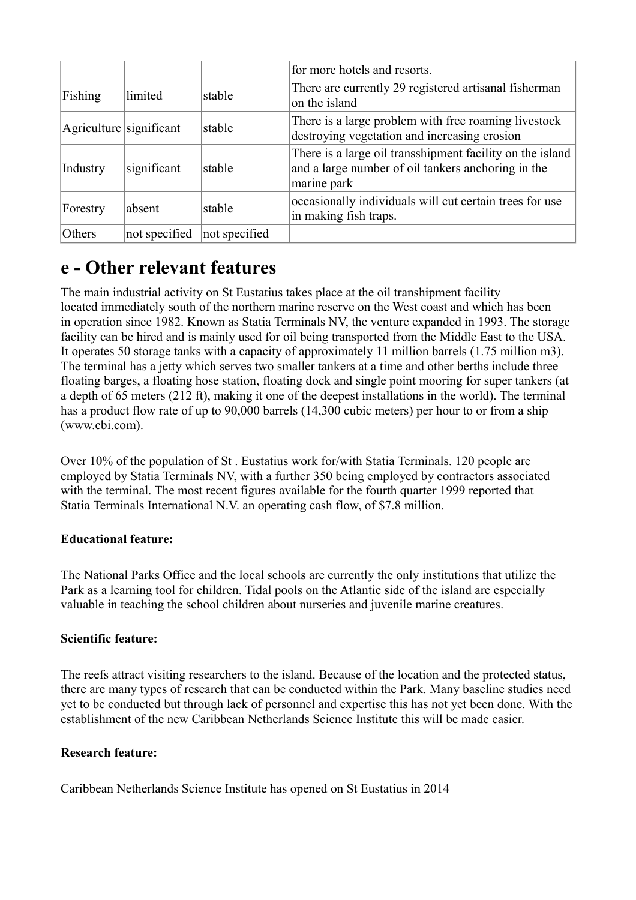| | | | for more hotels and resorts. |
|---|---|---|---|
| Fishing | limited | stable | There are currently 29 registered artisanal fisherman on the island |
| Agriculture | significant | stable | There is a large problem with free roaming livestock destroying vegetation and increasing erosion |
| Industry | significant | stable | There is a large oil transshipment facility on the island and a large number of oil tankers anchoring in the marine park |
| Forestry | absent | stable | occasionally individuals will cut certain trees for use in making fish traps. |
| Others | not specified | not specified | |

# e - Other relevant features

The main industrial activity on St Eustatius takes place at the oil transhipment facility located immediately south of the northern marine reserve on the West coast and which has been in operation since 1982. Known as Statia Terminals NV, the venture expanded in 1993. The storage facility can be hired and is mainly used for oil being transported from the Middle East to the USA. It operates 50 storage tanks with a capacity of approximately 11 million barrels (1.75 million m3). The terminal has a jetty which serves two smaller tankers at a time and other berths include three floating barges, a floating hose station, floating dock and single point mooring for super tankers (at a depth of 65 meters (212 ft), making it one of the deepest installations in the world). The terminal has a product flow rate of up to 90,000 barrels (14,300 cubic meters) per hour to or from a ship (www.cbi.com).

Over 10% of the population of St . Eustatius work for/with Statia Terminals. 120 people are employed by Statia Terminals NV, with a further 350 being employed by contractors associated with the terminal. The most recent figures available for the fourth quarter 1999 reported that Statia Terminals International N.V. an operating cash flow, of $7.8 million.

**Educational feature:**

The National Parks Office and the local schools are currently the only institutions that utilize the Park as a learning tool for children. Tidal pools on the Atlantic side of the island are especially valuable in teaching the school children about nurseries and juvenile marine creatures.

**Scientific feature:**

The reefs attract visiting researchers to the island. Because of the location and the protected status, there are many types of research that can be conducted within the Park. Many baseline studies need yet to be conducted but through lack of personnel and expertise this has not yet been done. With the establishment of the new Caribbean Netherlands Science Institute this will be made easier.

**Research feature:**

Caribbean Netherlands Science Institute has opened on St Eustatius in 2014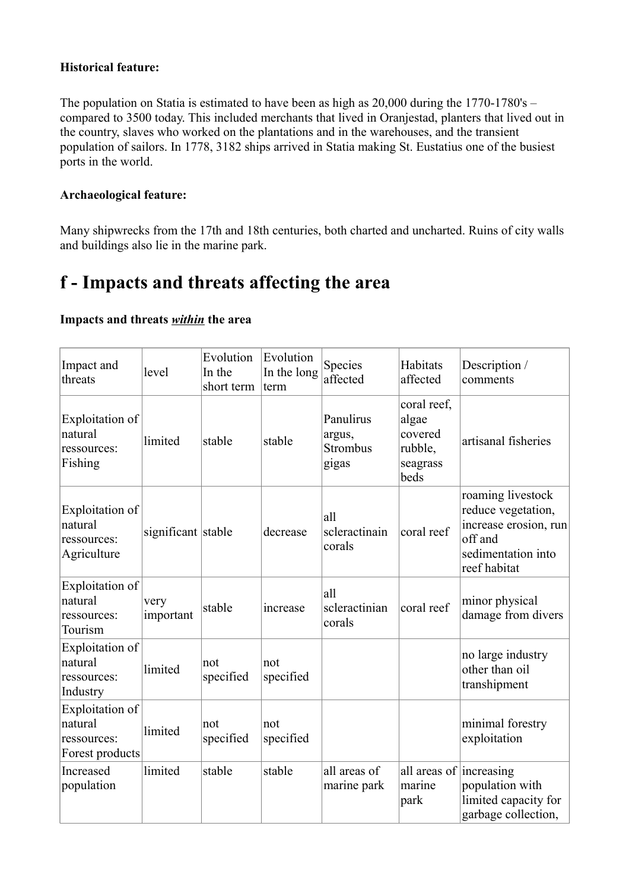**Historical feature:**

The population on Statia is estimated to have been as high as 20,000 during the 1770-1780's – compared to 3500 today. This included merchants that lived in Oranjestad, planters that lived out in the country, slaves who worked on the plantations and in the warehouses, and the transient population of sailors. In 1778, 3182 ships arrived in Statia making St. Eustatius one of the busiest ports in the world.

**Archaeological feature:**

Many shipwrecks from the 17th and 18th centuries, both charted and uncharted. Ruins of city walls and buildings also lie in the marine park.

# f - Impacts and threats affecting the area

**Impacts and threats *within* the area**

| Impact and threats | level | Evolution In the short term | Evolution In the long term | Species affected | Habitats affected | Description / comments |
|---|---|---|---|---|---|---|
| Exploitation of natural ressources: Fishing | limited | stable | stable | Panulirus argus, Strombus gigas | coral reef, algae covered rubble, seagrass beds | artisanal fisheries |
| Exploitation of natural ressources: Agriculture | significant | stable | decrease | all scleractinain corals | coral reef | roaming livestock reduce vegetation, increase erosion, run off and sedimentation into reef habitat |
| Exploitation of natural ressources: Tourism | very important | stable | increase | all scleractinian corals | coral reef | minor physical damage from divers |
| Exploitation of natural ressources: Industry | limited | not specified | not specified | | | no large industry other than oil transhipment |
| Exploitation of natural ressources: Forest products | limited | not specified | not specified | | | minimal forestry exploitation |
| Increased population | limited | stable | stable | all areas of marine park | all areas of marine park | increasing population with limited capacity for garbage collection, |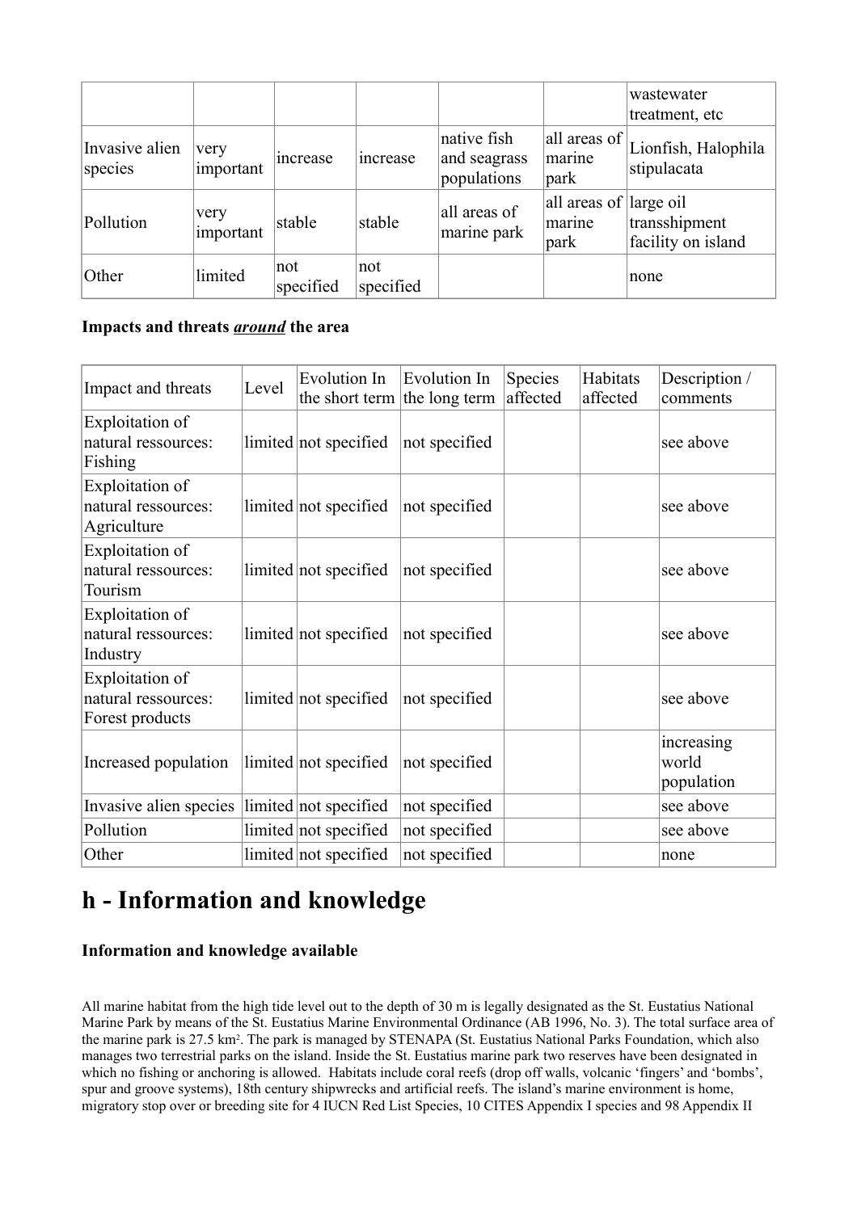| | | | | | | wastewater treatment, etc |
|---|---|---|---|---|---|---|
| Invasive alien species | very important | increase | increase | native fish and seagrass populations | all areas of marine park | Lionfish, Halophila stipulacata |
| Pollution | very important | stable | stable | all areas of marine park | all areas of marine park | large oil transshipment facility on island |
| Other | limited | not specified | not specified | | | none |

**Impacts and threats *around* the area**

| Impact and threats | Level | Evolution In the short term | Evolution In the long term | Species affected | Habitats affected | Description / comments |
|---|---|---|---|---|---|---|
| Exploitation of natural ressources: Fishing | limited | not specified | not specified | | | see above |
| Exploitation of natural ressources: Agriculture | limited | not specified | not specified | | | see above |
| Exploitation of natural ressources: Tourism | limited | not specified | not specified | | | see above |
| Exploitation of natural ressources: Industry | limited | not specified | not specified | | | see above |
| Exploitation of natural ressources: Forest products | limited | not specified | not specified | | | see above |
| Increased population | limited | not specified | not specified | | | increasing world population |
| Invasive alien species | limited | not specified | not specified | | | see above |
| Pollution | limited | not specified | not specified | | | see above |
| Other | limited | not specified | not specified | | | none |

# h - Information and knowledge

**Information and knowledge available**

All marine habitat from the high tide level out to the depth of 30 m is legally designated as the St. Eustatius National Marine Park by means of the St. Eustatius Marine Environmental Ordinance (AB 1996, No. 3). The total surface area of the marine park is 27.5 km². The park is managed by STENAPA (St. Eustatius National Parks Foundation, which also manages two terrestrial parks on the island. Inside the St. Eustatius marine park two reserves have been designated in which no fishing or anchoring is allowed. Habitats include coral reefs (drop off walls, volcanic 'fingers' and 'bombs', spur and groove systems), 18th century shipwrecks and artificial reefs. The island's marine environment is home, migratory stop over or breeding site for 4 IUCN Red List Species, 10 CITES Appendix I species and 98 Appendix II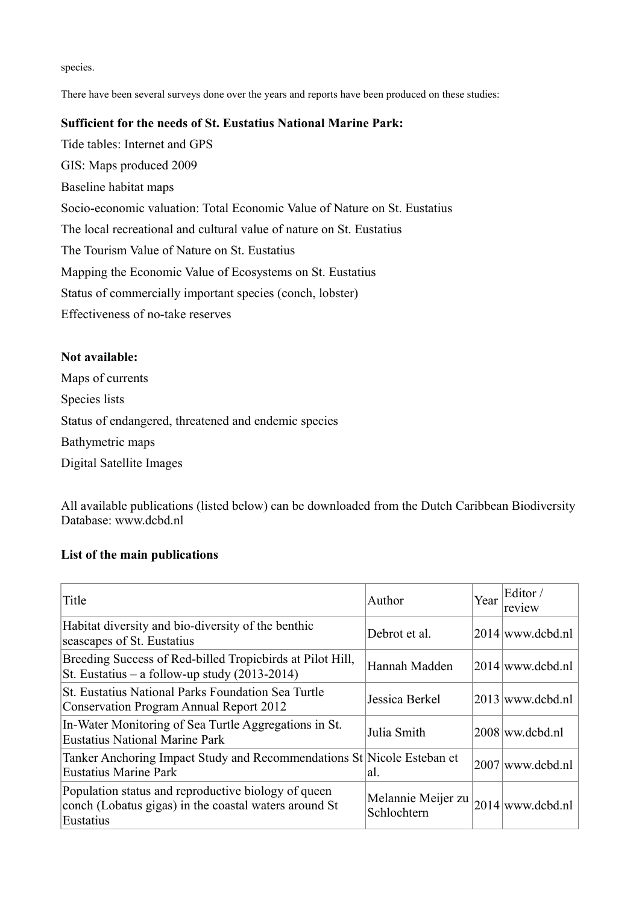species.

There have been several surveys done over the years and reports have been produced on these studies:

**Sufficient for the needs of St. Eustatius National Marine Park:**

Tide tables: Internet and GPS

GIS: Maps produced 2009

Baseline habitat maps

Socio-economic valuation: Total Economic Value of Nature on St. Eustatius

The local recreational and cultural value of nature on St. Eustatius

The Tourism Value of Nature on St. Eustatius

Mapping the Economic Value of Ecosystems on St. Eustatius

Status of commercially important species (conch, lobster)

Effectiveness of no-take reserves

**Not available:**

Maps of currents

Species lists

Status of endangered, threatened and endemic species

Bathymetric maps

Digital Satellite Images

All available publications (listed below) can be downloaded from the Dutch Caribbean Biodiversity Database: www.dcbd.nl

**List of the main publications**

| Title | Author | Year | Editor / review |
|---|---|---|---|
| Habitat diversity and bio-diversity of the benthic seascapes of St. Eustatius | Debrot et al. | 2014 | www.dcbd.nl |
| Breeding Success of Red-billed Tropicbirds at Pilot Hill, St. Eustatius – a follow-up study (2013-2014) | Hannah Madden | 2014 | www.dcbd.nl |
| St. Eustatius National Parks Foundation Sea Turtle Conservation Program Annual Report 2012 | Jessica Berkel | 2013 | www.dcbd.nl |
| In-Water Monitoring of Sea Turtle Aggregations in St. Eustatius National Marine Park | Julia Smith | 2008 | ww.dcbd.nl |
| Tanker Anchoring Impact Study and Recommendations St Eustatius Marine Park | Nicole Esteban et al. | 2007 | www.dcbd.nl |
| Population status and reproductive biology of queen conch (Lobatus gigas) in the coastal waters around St Eustatius | Melannie Meijer zu Schlochtern | 2014 | www.dcbd.nl |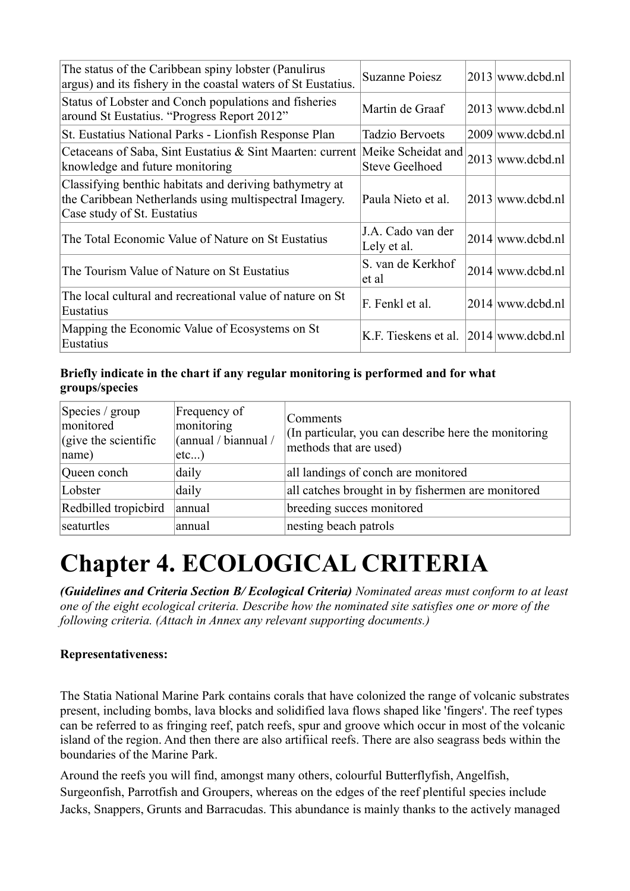| The status of the Caribbean spiny lobster (Panulirus argus) and its fishery in the coastal waters of St Eustatius. | Suzanne Poiesz | 2013 | www.dcbd.nl |
|---|---|---|---|
| Status of Lobster and Conch populations and fisheries around St Eustatius. "Progress Report 2012" | Martin de Graaf | 2013 | www.dcbd.nl |
| St. Eustatius National Parks - Lionfish Response Plan | Tadzio Bervoets | 2009 | www.dcbd.nl |
| Cetaceans of Saba, Sint Eustatius & Sint Maarten: current knowledge and future monitoring | Meike Scheidat and Steve Geelhoed | 2013 | www.dcbd.nl |
| Classifying benthic habitats and deriving bathymetry at the Caribbean Netherlands using multispectral Imagery. Case study of St. Eustatius | Paula Nieto et al. | 2013 | www.dcbd.nl |
| The Total Economic Value of Nature on St Eustatius | J.A. Cado van der Lely et al. | 2014 | www.dcbd.nl |
| The Tourism Value of Nature on St Eustatius | S. van de Kerkhof et al | 2014 | www.dcbd.nl |
| The local cultural and recreational value of nature on St Eustatius | F. Fenkl et al. | 2014 | www.dcbd.nl |
| Mapping the Economic Value of Ecosystems on St Eustatius | K.F. Tieskens et al. | 2014 | www.dcbd.nl |

**Briefly indicate in the chart if any regular monitoring is performed and for what groups/species**

| Species / group monitored (give the scientific name) | Frequency of monitoring (annual / biannual / etc...) | Comments (In particular, you can describe here the monitoring methods that are used) |
|---|---|---|
| Queen conch | daily | all landings of conch are monitored |
| Lobster | daily | all catches brought in by fishermen are monitored |
| Redbilled tropicbird | annual | breeding succes monitored |
| seaturtles | annual | nesting beach patrols |

# Chapter 4. ECOLOGICAL CRITERIA

***(Guidelines and Criteria Section B/ Ecological Criteria)*** *Nominated areas must conform to at least one of the eight ecological criteria. Describe how the nominated site satisfies one or more of the following criteria. (Attach in Annex any relevant supporting documents.)*

**Representativeness:**

The Statia National Marine Park contains corals that have colonized the range of volcanic substrates present, including bombs, lava blocks and solidified lava flows shaped like 'fingers'. The reef types can be referred to as fringing reef, patch reefs, spur and groove which occur in most of the volcanic island of the region. And then there are also artifiical reefs. There are also seagrass beds within the boundaries of the Marine Park.

Around the reefs you will find, amongst many others, colourful Butterflyfish, Angelfish, Surgeonfish, Parrotfish and Groupers, whereas on the edges of the reef plentiful species include Jacks, Snappers, Grunts and Barracudas. This abundance is mainly thanks to the actively managed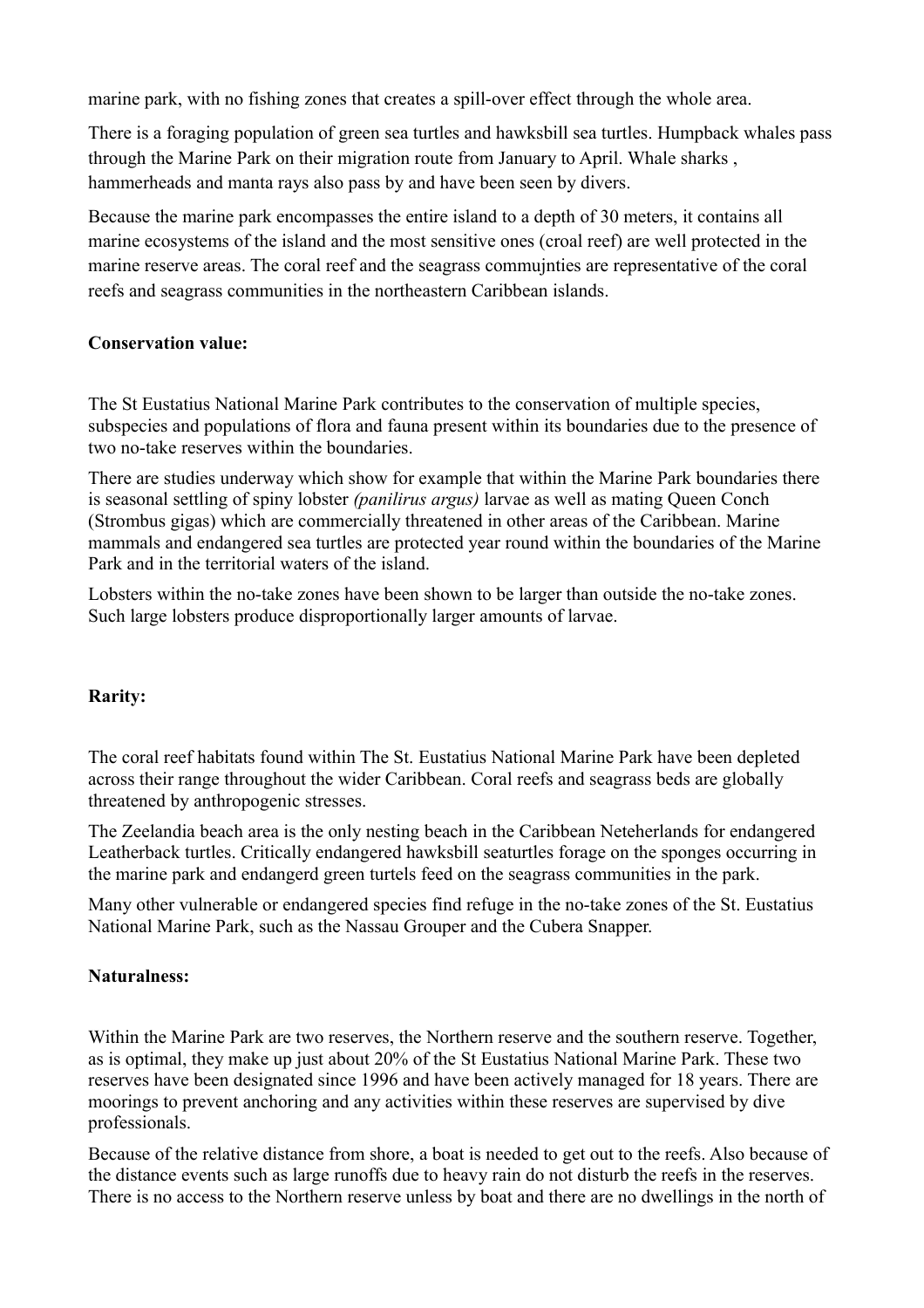marine park, with no fishing zones that creates a spill-over effect through the whole area.

There is a foraging population of green sea turtles and hawksbill sea turtles. Humpback whales pass through the Marine Park on their migration route from January to April. Whale sharks , hammerheads and manta rays also pass by and have been seen by divers.

Because the marine park encompasses the entire island to a depth of 30 meters, it contains all marine ecosystems of the island and the most sensitive ones (croal reef) are well protected in the marine reserve areas. The coral reef and the seagrass commujnties are representative of the coral reefs and seagrass communities in the northeastern Caribbean islands.

**Conservation value:**

The St Eustatius National Marine Park contributes to the conservation of multiple species, subspecies and populations of flora and fauna present within its boundaries due to the presence of two no-take reserves within the boundaries.

There are studies underway which show for example that within the Marine Park boundaries there is seasonal settling of spiny lobster *(panilirus argus)* larvae as well as mating Queen Conch (Strombus gigas) which are commercially threatened in other areas of the Caribbean. Marine mammals and endangered sea turtles are protected year round within the boundaries of the Marine Park and in the territorial waters of the island.

Lobsters within the no-take zones have been shown to be larger than outside the no-take zones. Such large lobsters produce disproportionally larger amounts of larvae.

**Rarity:**

The coral reef habitats found within The St. Eustatius National Marine Park have been depleted across their range throughout the wider Caribbean. Coral reefs and seagrass beds are globally threatened by anthropogenic stresses.

The Zeelandia beach area is the only nesting beach in the Caribbean Neteherlands for endangered Leatherback turtles. Critically endangered hawksbill seaturtles forage on the sponges occurring in the marine park and endangerd green turtels feed on the seagrass communities in the park.

Many other vulnerable or endangered species find refuge in the no-take zones of the St. Eustatius National Marine Park, such as the Nassau Grouper and the Cubera Snapper.

**Naturalness:**

Within the Marine Park are two reserves, the Northern reserve and the southern reserve. Together, as is optimal, they make up just about 20% of the St Eustatius National Marine Park. These two reserves have been designated since 1996 and have been actively managed for 18 years. There are moorings to prevent anchoring and any activities within these reserves are supervised by dive professionals.

Because of the relative distance from shore, a boat is needed to get out to the reefs. Also because of the distance events such as large runoffs due to heavy rain do not disturb the reefs in the reserves. There is no access to the Northern reserve unless by boat and there are no dwellings in the north of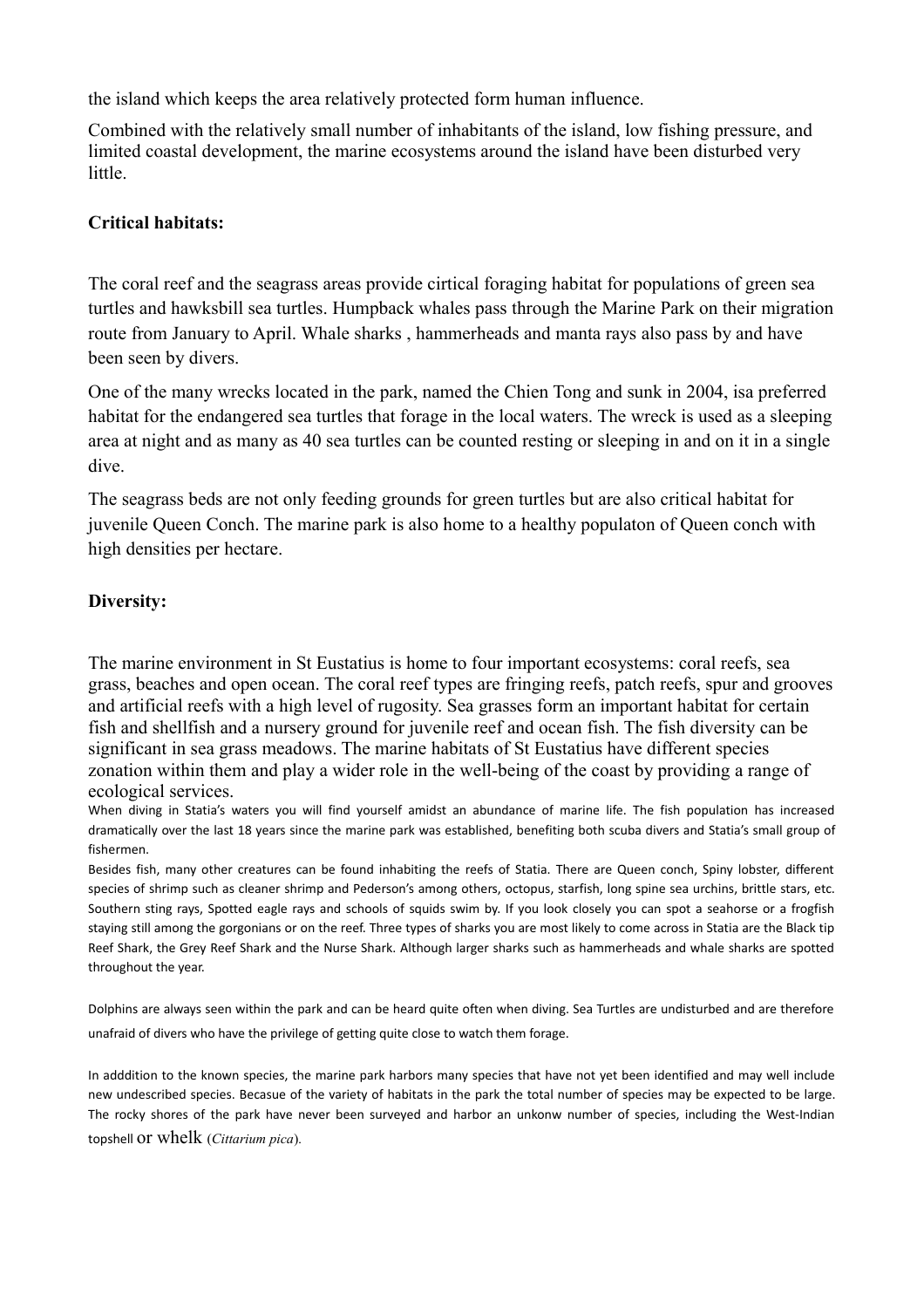the island which keeps the area relatively protected form human influence.

Combined with the relatively small number of inhabitants of the island, low fishing pressure, and limited coastal development, the marine ecosystems around the island have been disturbed very little.

**Critical habitats:**

The coral reef and the seagrass areas provide cirtical foraging habitat for populations of green sea turtles and hawksbill sea turtles. Humpback whales pass through the Marine Park on their migration route from January to April. Whale sharks , hammerheads and manta rays also pass by and have been seen by divers.

One of the many wrecks located in the park, named the Chien Tong and sunk in 2004, isa preferred habitat for the endangered sea turtles that forage in the local waters. The wreck is used as a sleeping area at night and as many as 40 sea turtles can be counted resting or sleeping in and on it in a single dive.

The seagrass beds are not only feeding grounds for green turtles but are also critical habitat for juvenile Queen Conch. The marine park is also home to a healthy populaton of Queen conch with high densities per hectare.

**Diversity:**

The marine environment in St Eustatius is home to four important ecosystems: coral reefs, sea grass, beaches and open ocean. The coral reef types are fringing reefs, patch reefs, spur and grooves and artificial reefs with a high level of rugosity. Sea grasses form an important habitat for certain fish and shellfish and a nursery ground for juvenile reef and ocean fish. The fish diversity can be significant in sea grass meadows. The marine habitats of St Eustatius have different species zonation within them and play a wider role in the well-being of the coast by providing a range of ecological services.

When diving in Statia's waters you will find yourself amidst an abundance of marine life. The fish population has increased dramatically over the last 18 years since the marine park was established, benefiting both scuba divers and Statia's small group of fishermen.

Besides fish, many other creatures can be found inhabiting the reefs of Statia. There are Queen conch, Spiny lobster, different species of shrimp such as cleaner shrimp and Pederson's among others, octopus, starfish, long spine sea urchins, brittle stars, etc. Southern sting rays, Spotted eagle rays and schools of squids swim by. If you look closely you can spot a seahorse or a frogfish staying still among the gorgonians or on the reef. Three types of sharks you are most likely to come across in Statia are the Black tip Reef Shark, the Grey Reef Shark and the Nurse Shark. Although larger sharks such as hammerheads and whale sharks are spotted throughout the year.

Dolphins are always seen within the park and can be heard quite often when diving. Sea Turtles are undisturbed and are therefore unafraid of divers who have the privilege of getting quite close to watch them forage.

In adddition to the known species, the marine park harbors many species that have not yet been identified and may well include new undescribed species. Becasue of the variety of habitats in the park the total number of species may be expected to be large. The rocky shores of the park have never been surveyed and harbor an unkonw number of species, including the West-Indian topshell or whelk (*Cittarium pica*).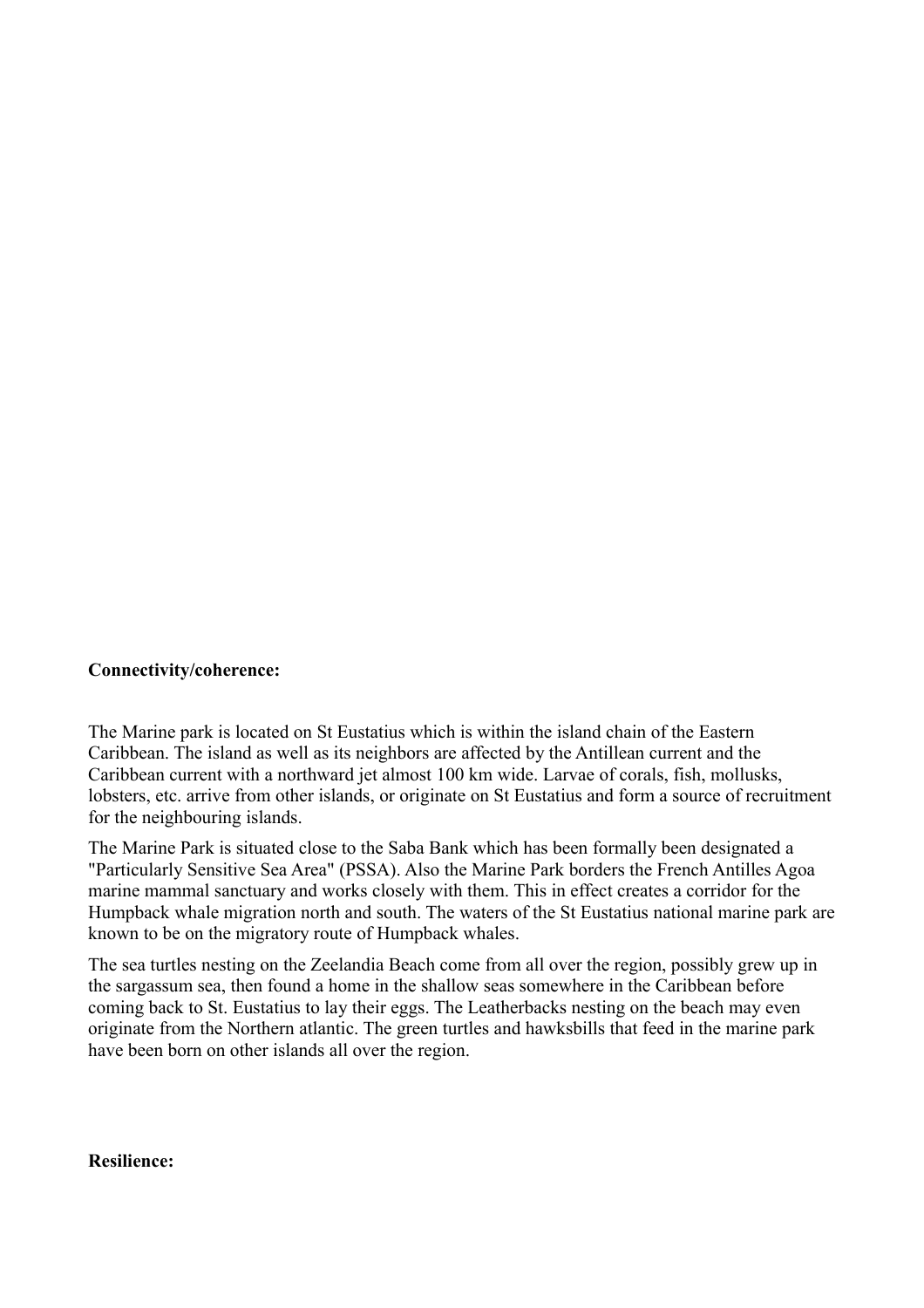**Connectivity/coherence:**

The Marine park is located on St Eustatius which is within the island chain of the Eastern Caribbean. The island as well as its neighbors are affected by the Antillean current and the Caribbean current with a northward jet almost 100 km wide. Larvae of corals, fish, mollusks, lobsters, etc. arrive from other islands, or originate on St Eustatius and form a source of recruitment for the neighbouring islands.

The Marine Park is situated close to the Saba Bank which has been formally been designated a "Particularly Sensitive Sea Area" (PSSA). Also the Marine Park borders the French Antilles Agoa marine mammal sanctuary and works closely with them. This in effect creates a corridor for the Humpback whale migration north and south. The waters of the St Eustatius national marine park are known to be on the migratory route of Humpback whales.

The sea turtles nesting on the Zeelandia Beach come from all over the region, possibly grew up in the sargassum sea, then found a home in the shallow seas somewhere in the Caribbean before coming back to St. Eustatius to lay their eggs. The Leatherbacks nesting on the beach may even originate from the Northern atlantic. The green turtles and hawksbills that feed in the marine park have been born on other islands all over the region.

**Resilience:**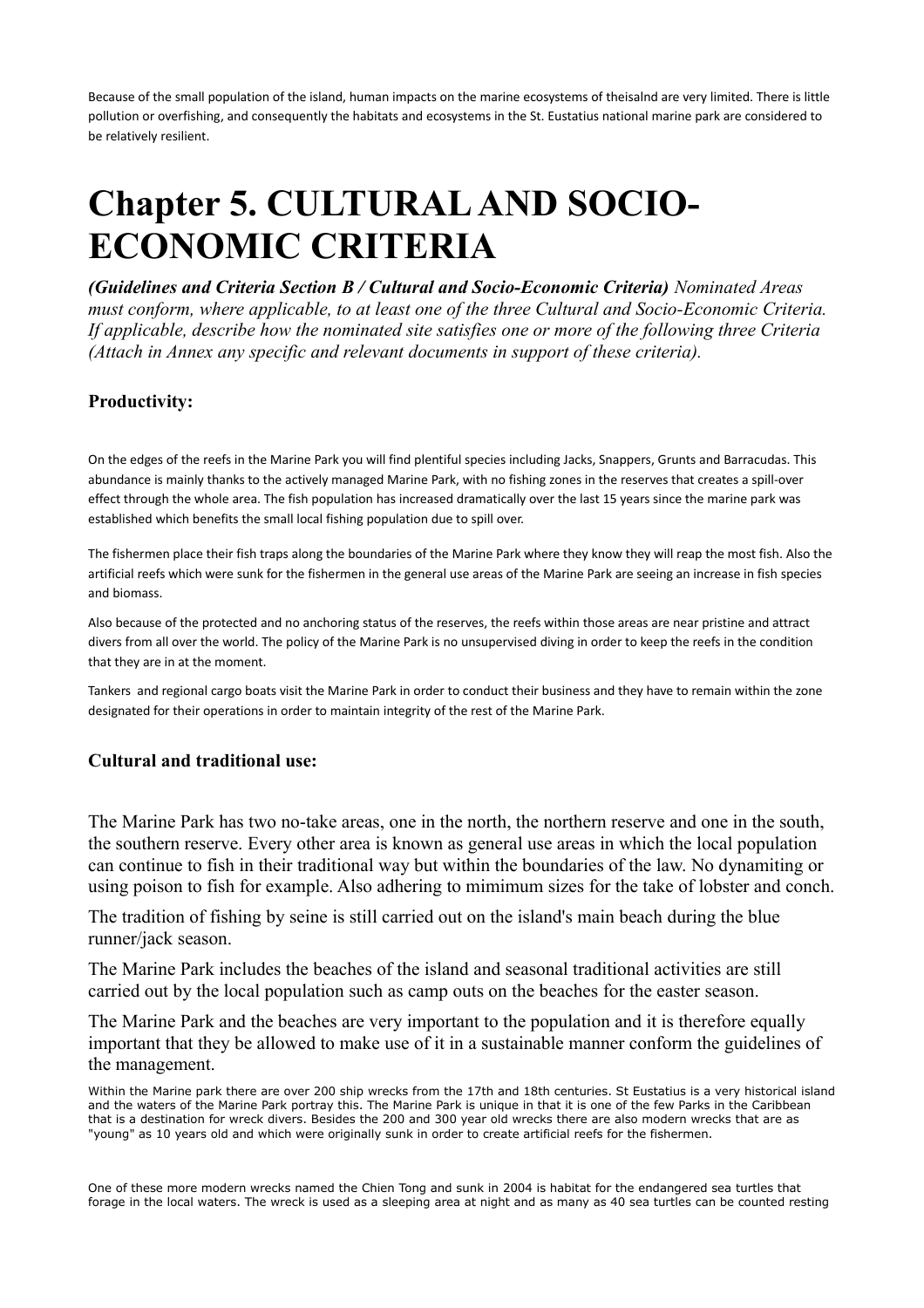Because of the small population of the island, human impacts on the marine ecosystems of theisalnd are very limited. There is little pollution or overfishing, and consequently the habitats and ecosystems in the St. Eustatius national marine park are considered to be relatively resilient.

# Chapter 5. CULTURAL AND SOCIO-ECONOMIC CRITERIA

***(Guidelines and Criteria Section B / Cultural and Socio-Economic Criteria)*** *Nominated Areas must conform, where applicable, to at least one of the three Cultural and Socio-Economic Criteria. If applicable, describe how the nominated site satisfies one or more of the following three Criteria (Attach in Annex any specific and relevant documents in support of these criteria).*

### Productivity:

On the edges of the reefs in the Marine Park you will find plentiful species including Jacks, Snappers, Grunts and Barracudas. This abundance is mainly thanks to the actively managed Marine Park, with no fishing zones in the reserves that creates a spill-over effect through the whole area. The fish population has increased dramatically over the last 15 years since the marine park was established which benefits the small local fishing population due to spill over.

The fishermen place their fish traps along the boundaries of the Marine Park where they know they will reap the most fish. Also the artificial reefs which were sunk for the fishermen in the general use areas of the Marine Park are seeing an increase in fish species and biomass.

Also because of the protected and no anchoring status of the reserves, the reefs within those areas are near pristine and attract divers from all over the world. The policy of the Marine Park is no unsupervised diving in order to keep the reefs in the condition that they are in at the moment.

Tankers and regional cargo boats visit the Marine Park in order to conduct their business and they have to remain within the zone designated for their operations in order to maintain integrity of the rest of the Marine Park.

### Cultural and traditional use:

The Marine Park has two no-take areas, one in the north, the northern reserve and one in the south, the southern reserve. Every other area is known as general use areas in which the local population can continue to fish in their traditional way but within the boundaries of the law. No dynamiting or using poison to fish for example. Also adhering to mimimum sizes for the take of lobster and conch.

The tradition of fishing by seine is still carried out on the island's main beach during the blue runner/jack season.

The Marine Park includes the beaches of the island and seasonal traditional activities are still carried out by the local population such as camp outs on the beaches for the easter season.

The Marine Park and the beaches are very important to the population and it is therefore equally important that they be allowed to make use of it in a sustainable manner conform the guidelines of the management.

Within the Marine park there are over 200 ship wrecks from the 17th and 18th centuries. St Eustatius is a very historical island and the waters of the Marine Park portray this. The Marine Park is unique in that it is one of the few Parks in the Caribbean that is a destination for wreck divers. Besides the 200 and 300 year old wrecks there are also modern wrecks that are as "young" as 10 years old and which were originally sunk in order to create artificial reefs for the fishermen.

One of these more modern wrecks named the Chien Tong and sunk in 2004 is habitat for the endangered sea turtles that forage in the local waters. The wreck is used as a sleeping area at night and as many as 40 sea turtles can be counted resting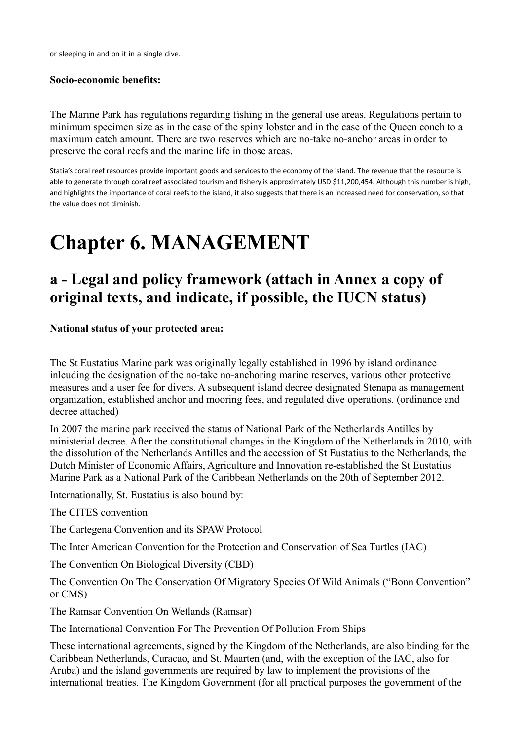or sleeping in and on it in a single dive.

**Socio-economic benefits:**

The Marine Park has regulations regarding fishing in the general use areas. Regulations pertain to minimum specimen size as in the case of the spiny lobster and in the case of the Queen conch to a maximum catch amount. There are two reserves which are no-take no-anchor areas in order to preserve the coral reefs and the marine life in those areas.

Statia's coral reef resources provide important goods and services to the economy of the island. The revenue that the resource is able to generate through coral reef associated tourism and fishery is approximately USD $11,200,454. Although this number is high, and highlights the importance of coral reefs to the island, it also suggests that there is an increased need for conservation, so that the value does not diminish.

# Chapter 6. MANAGEMENT

## a - Legal and policy framework (attach in Annex a copy of original texts, and indicate, if possible, the IUCN status)

**National status of your protected area:**

The St Eustatius Marine park was originally legally established in 1996 by island ordinance inlcuding the designation of the no-take no-anchoring marine reserves, various other protective measures and a user fee for divers. A subsequent island decree designated Stenapa as management organization, established anchor and mooring fees, and regulated dive operations. (ordinance and decree attached)

In 2007 the marine park received the status of National Park of the Netherlands Antilles by ministerial decree. After the constitutional changes in the Kingdom of the Netherlands in 2010, with the dissolution of the Netherlands Antilles and the accession of St Eustatius to the Netherlands, the Dutch Minister of Economic Affairs, Agriculture and Innovation re-established the St Eustatius Marine Park as a National Park of the Caribbean Netherlands on the 20th of September 2012.

Internationally, St. Eustatius is also bound by:

The CITES convention

The Cartegena Convention and its SPAW Protocol

The Inter American Convention for the Protection and Conservation of Sea Turtles (IAC)

The Convention On Biological Diversity (CBD)

The Convention On The Conservation Of Migratory Species Of Wild Animals ("Bonn Convention" or CMS)

The Ramsar Convention On Wetlands (Ramsar)

The International Convention For The Prevention Of Pollution From Ships

These international agreements, signed by the Kingdom of the Netherlands, are also binding for the Caribbean Netherlands, Curacao, and St. Maarten (and, with the exception of the IAC, also for Aruba) and the island governments are required by law to implement the provisions of the international treaties. The Kingdom Government (for all practical purposes the government of the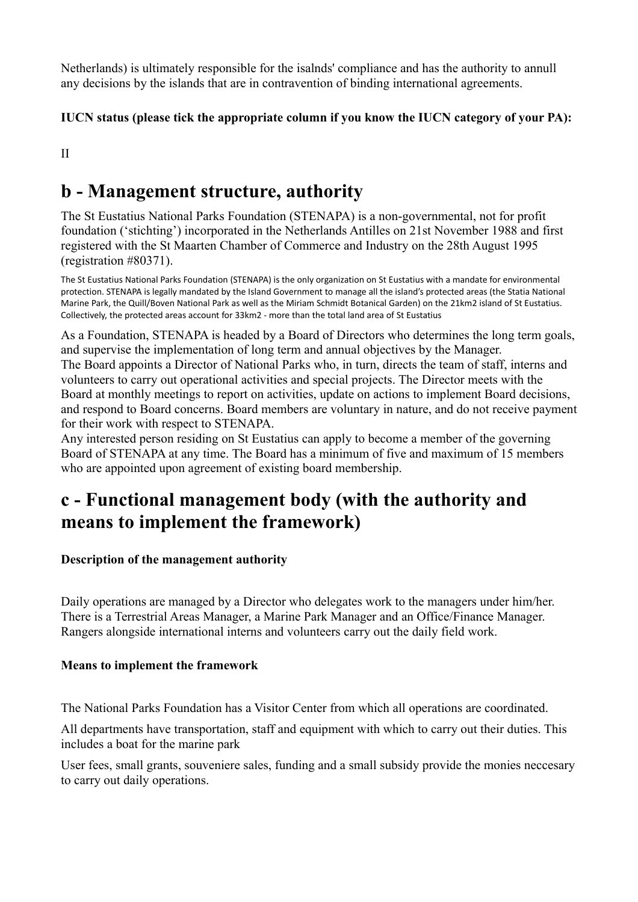Netherlands) is ultimately responsible for the isalnds' compliance and has the authority to annull any decisions by the islands that are in contravention of binding international agreements.

**IUCN status (please tick the appropriate column if you know the IUCN category of your PA):**

II

# b - Management structure, authority

The St Eustatius National Parks Foundation (STENAPA) is a non-governmental, not for profit foundation ('stichting') incorporated in the Netherlands Antilles on 21st November 1988 and first registered with the St Maarten Chamber of Commerce and Industry on the 28th August 1995 (registration #80371).

The St Eustatius National Parks Foundation (STENAPA) is the only organization on St Eustatius with a mandate for environmental protection. STENAPA is legally mandated by the Island Government to manage all the island's protected areas (the Statia National Marine Park, the Quill/Boven National Park as well as the Miriam Schmidt Botanical Garden) on the 21km2 island of St Eustatius. Collectively, the protected areas account for 33km2 - more than the total land area of St Eustatius

As a Foundation, STENAPA is headed by a Board of Directors who determines the long term goals, and supervise the implementation of long term and annual objectives by the Manager.
The Board appoints a Director of National Parks who, in turn, directs the team of staff, interns and volunteers to carry out operational activities and special projects. The Director meets with the Board at monthly meetings to report on activities, update on actions to implement Board decisions, and respond to Board concerns. Board members are voluntary in nature, and do not receive payment for their work with respect to STENAPA.
Any interested person residing on St Eustatius can apply to become a member of the governing Board of STENAPA at any time. The Board has a minimum of five and maximum of 15 members who are appointed upon agreement of existing board membership.

# c - Functional management body (with the authority and means to implement the framework)

**Description of the management authority**

Daily operations are managed by a Director who delegates work to the managers under him/her. There is a Terrestrial Areas Manager, a Marine Park Manager and an Office/Finance Manager. Rangers alongside international interns and volunteers carry out the daily field work.

**Means to implement the framework**

The National Parks Foundation has a Visitor Center from which all operations are coordinated.

All departments have transportation, staff and equipment with which to carry out their duties. This includes a boat for the marine park

User fees, small grants, souveniere sales, funding and a small subsidy provide the monies neccesary to carry out daily operations.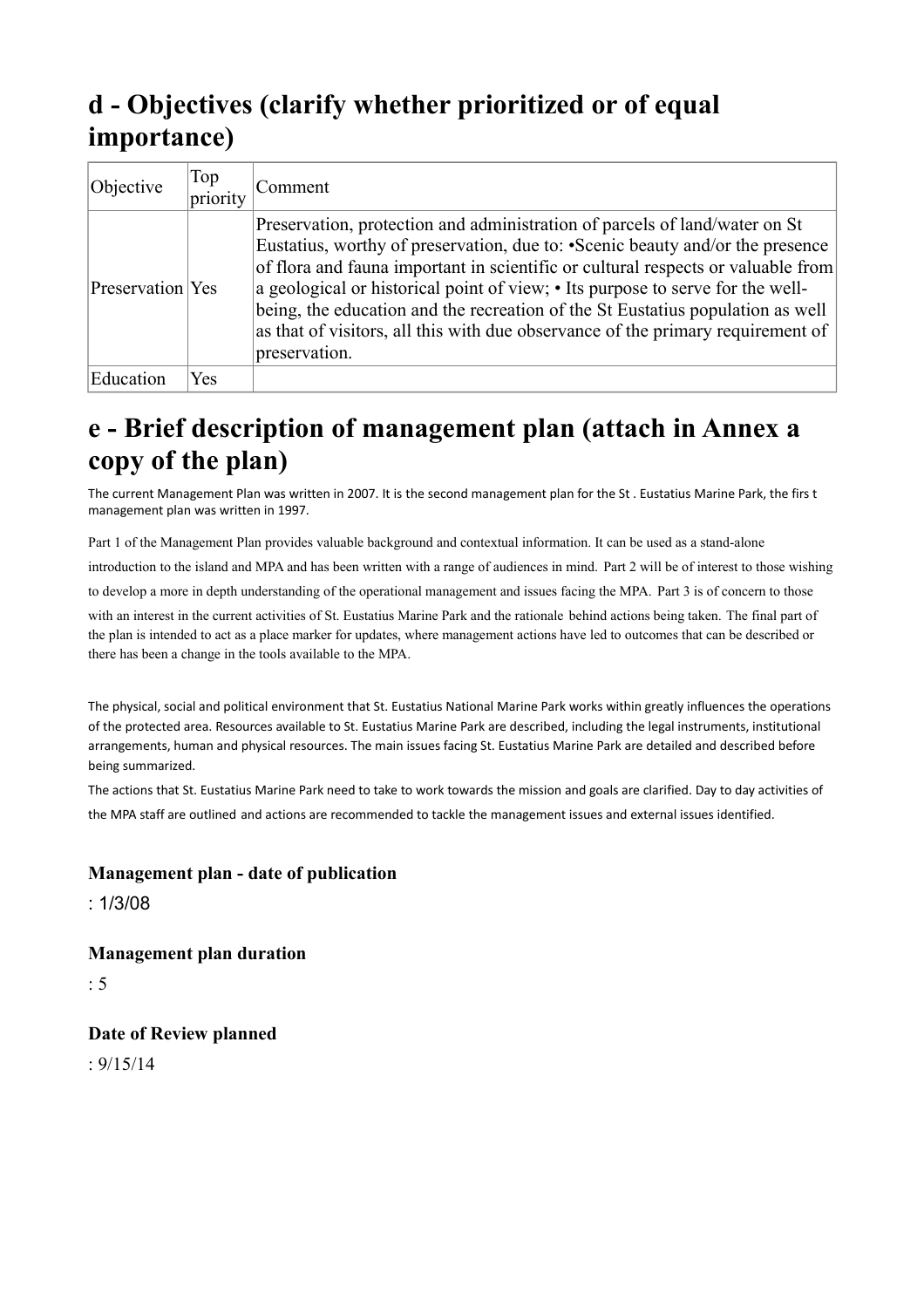## d - Objectives (clarify whether prioritized or of equal importance)

| Objective | Top priority | Comment |
|---|---|---|
| Preservation | Yes | Preservation, protection and administration of parcels of land/water on St Eustatius, worthy of preservation, due to: •Scenic beauty and/or the presence of flora and fauna important in scientific or cultural respects or valuable from a geological or historical point of view; • Its purpose to serve for the well-being, the education and the recreation of the St Eustatius population as well as that of visitors, all this with due observance of the primary requirement of preservation. |
| Education | Yes | |

## e - Brief description of management plan (attach in Annex a copy of the plan)

The current Management Plan was written in 2007. It is the second management plan for the St . Eustatius Marine Park, the firs t management plan was written in 1997.

Part 1 of the Management Plan provides valuable background and contextual information. It can be used as a stand-alone introduction to the island and MPA and has been written with a range of audiences in mind. Part 2 will be of interest to those wishing to develop a more in depth understanding of the operational management and issues facing the MPA. Part 3 is of concern to those with an interest in the current activities of St. Eustatius Marine Park and the rationale behind actions being taken. The final part of the plan is intended to act as a place marker for updates, where management actions have led to outcomes that can be described or there has been a change in the tools available to the MPA.

The physical, social and political environment that St. Eustatius National Marine Park works within greatly influences the operations of the protected area. Resources available to St. Eustatius Marine Park are described, including the legal instruments, institutional arrangements, human and physical resources. The main issues facing St. Eustatius Marine Park are detailed and described before being summarized.

The actions that St. Eustatius Marine Park need to take to work towards the mission and goals are clarified. Day to day activities of the MPA staff are outlined and actions are recommended to tackle the management issues and external issues identified.

### Management plan - date of publication

: 1/3/08

### Management plan duration

: 5

### Date of Review planned

: 9/15/14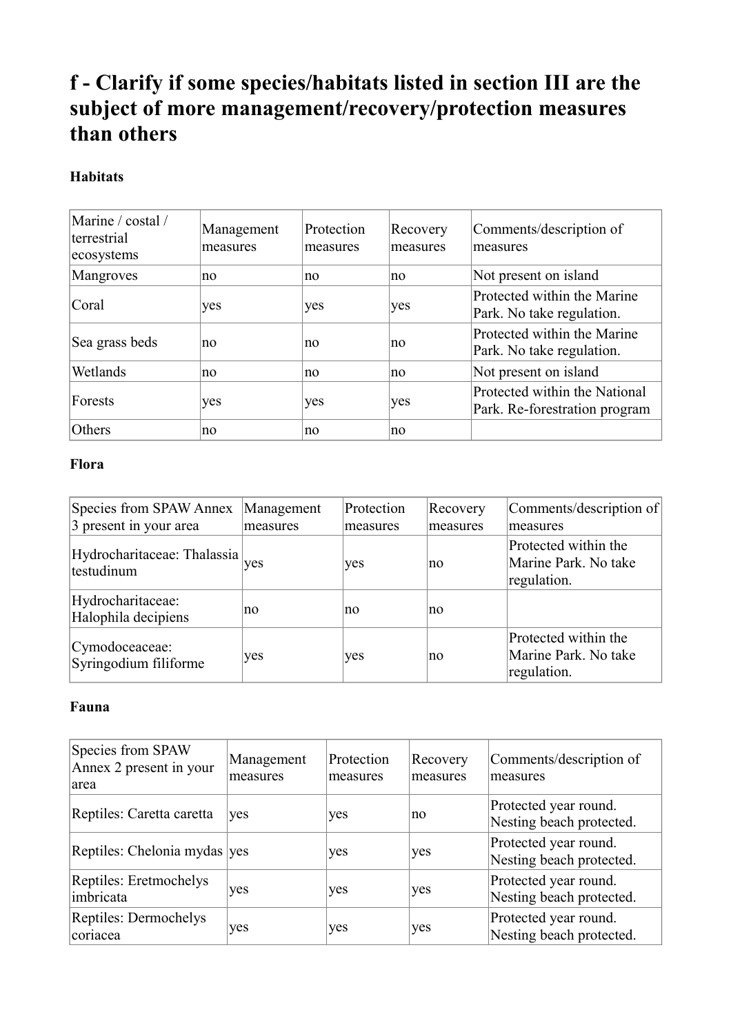# f - Clarify if some species/habitats listed in section III are the subject of more management/recovery/protection measures than others

**Habitats**

| Marine / costal / terrestrial ecosystems | Management measures | Protection measures | Recovery measures | Comments/description of measures |
|---|---|---|---|---|
| Mangroves | no | no | no | Not present on island |
| Coral | yes | yes | yes | Protected within the Marine Park. No take regulation. |
| Sea grass beds | no | no | no | Protected within the Marine Park. No take regulation. |
| Wetlands | no | no | no | Not present on island |
| Forests | yes | yes | yes | Protected within the National Park. Re-forestration program |
| Others | no | no | no | |

**Flora**

| Species from SPAW Annex 3 present in your area | Management measures | Protection measures | Recovery measures | Comments/description of measures |
|---|---|---|---|---|
| Hydrocharitaceae: Thalassia testudinum | yes | yes | no | Protected within the Marine Park. No take regulation. |
| Hydrocharitaceae: Halophila decipiens | no | no | no | |
| Cymodoceaceae: Syringodium filiforme | yes | yes | no | Protected within the Marine Park. No take regulation. |

**Fauna**

| Species from SPAW Annex 2 present in your area | Management measures | Protection measures | Recovery measures | Comments/description of measures |
|---|---|---|---|---|
| Reptiles: Caretta caretta | yes | yes | no | Protected year round. Nesting beach protected. |
| Reptiles: Chelonia mydas | yes | yes | yes | Protected year round. Nesting beach protected. |
| Reptiles: Eretmochelys imbricata | yes | yes | yes | Protected year round. Nesting beach protected. |
| Reptiles: Dermochelys coriacea | yes | yes | yes | Protected year round. Nesting beach protected. |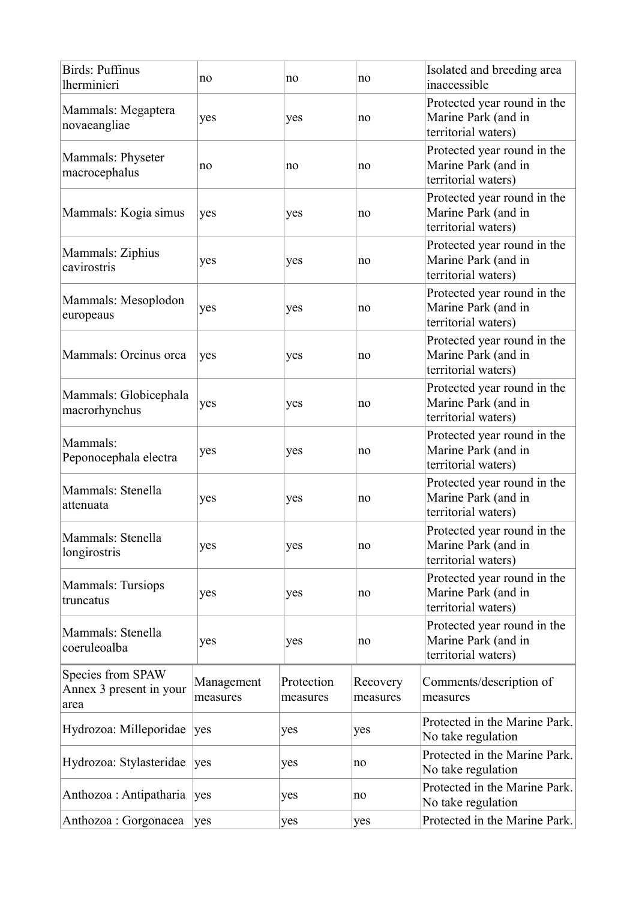| Birds: Puffinus lherminieri | no | no | no | Isolated and breeding area inaccessible |
| --- | --- | --- | --- | --- |
| Mammals: Megaptera novaeangliae | yes | yes | no | Protected year round in the Marine Park (and in territorial waters) |
| Mammals: Physeter macrocephalus | no | no | no | Protected year round in the Marine Park (and in territorial waters) |
| Mammals: Kogia simus | yes | yes | no | Protected year round in the Marine Park (and in territorial waters) |
| Mammals: Ziphius cavirostris | yes | yes | no | Protected year round in the Marine Park (and in territorial waters) |
| Mammals: Mesoplodon europeaus | yes | yes | no | Protected year round in the Marine Park (and in territorial waters) |
| Mammals: Orcinus orca | yes | yes | no | Protected year round in the Marine Park (and in territorial waters) |
| Mammals: Globicephala macrorhynchus | yes | yes | no | Protected year round in the Marine Park (and in territorial waters) |
| Mammals: Peponocephala electra | yes | yes | no | Protected year round in the Marine Park (and in territorial waters) |
| Mammals: Stenella attenuata | yes | yes | no | Protected year round in the Marine Park (and in territorial waters) |
| Mammals: Stenella longirostris | yes | yes | no | Protected year round in the Marine Park (and in territorial waters) |
| Mammals: Tursiops truncatus | yes | yes | no | Protected year round in the Marine Park (and in territorial waters) |
| Mammals: Stenella coeruleoalba | yes | yes | no | Protected year round in the Marine Park (and in territorial waters) |

| Species from SPAW Annex 3 present in your area | Management measures | Protection measures | Recovery measures | Comments/description of measures |
| --- | --- | --- | --- | --- |
| Hydrozoa: Milleporidae | yes | yes | yes | Protected in the Marine Park. No take regulation |
| Hydrozoa: Stylasteridae | yes | yes | no | Protected in the Marine Park. No take regulation |
| Anthozoa : Antipatharia | yes | yes | no | Protected in the Marine Park. No take regulation |
| Anthozoa : Gorgonacea | yes | yes | yes | Protected in the Marine Park. |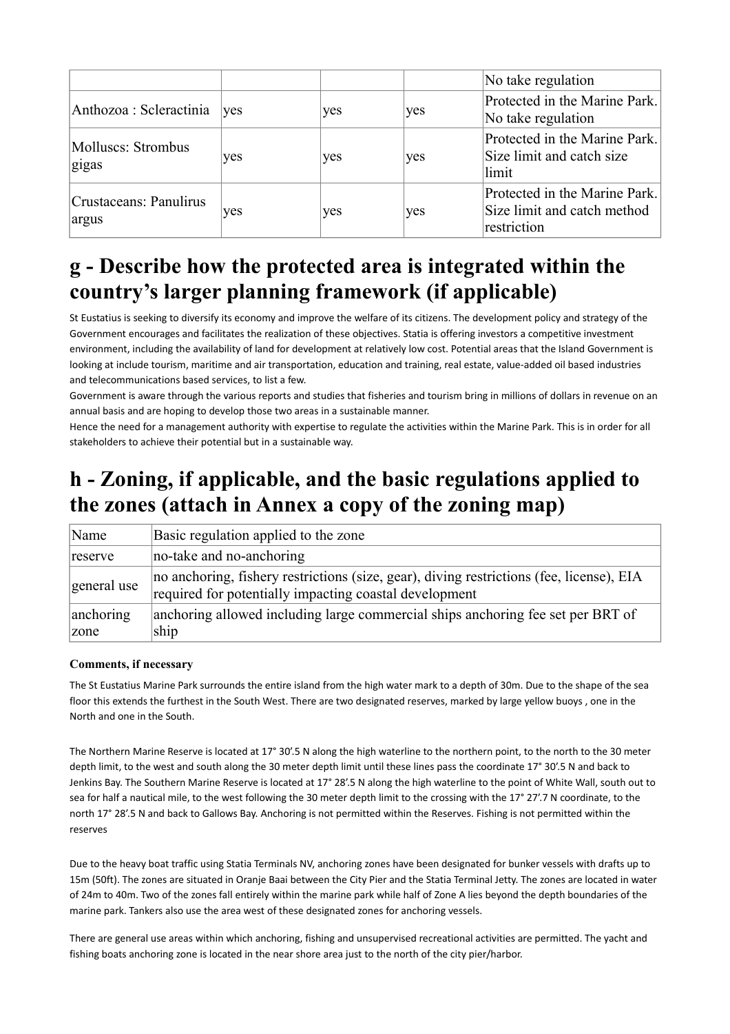| | | | | No take regulation |
|---|---|---|---|---|
| Anthozoa : Scleractinia | yes | yes | yes | Protected in the Marine Park. No take regulation |
| Molluscs: Strombus gigas | yes | yes | yes | Protected in the Marine Park. Size limit and catch size limit |
| Crustaceans: Panulirus argus | yes | yes | yes | Protected in the Marine Park. Size limit and catch method restriction |

# g - Describe how the protected area is integrated within the country's larger planning framework (if applicable)

St Eustatius is seeking to diversify its economy and improve the welfare of its citizens. The development policy and strategy of the Government encourages and facilitates the realization of these objectives. Statia is offering investors a competitive investment environment, including the availability of land for development at relatively low cost. Potential areas that the Island Government is looking at include tourism, maritime and air transportation, education and training, real estate, value-added oil based industries and telecommunications based services, to list a few.
Government is aware through the various reports and studies that fisheries and tourism bring in millions of dollars in revenue on an annual basis and are hoping to develop those two areas in a sustainable manner.
Hence the need for a management authority with expertise to regulate the activities within the Marine Park. This is in order for all stakeholders to achieve their potential but in a sustainable way.

# h - Zoning, if applicable, and the basic regulations applied to the zones (attach in Annex a copy of the zoning map)

| Name | Basic regulation applied to the zone |
|---|---|
| reserve | no-take and no-anchoring |
| general use | no anchoring, fishery restrictions (size, gear), diving restrictions (fee, license), EIA required for potentially impacting coastal development |
| anchoring zone | anchoring allowed including large commercial ships anchoring fee set per BRT of ship |

**Comments, if necessary**

The St Eustatius Marine Park surrounds the entire island from the high water mark to a depth of 30m. Due to the shape of the sea floor this extends the furthest in the South West. There are two designated reserves, marked by large yellow buoys , one in the North and one in the South.

The Northern Marine Reserve is located at 17° 30'.5 N along the high waterline to the northern point, to the north to the 30 meter depth limit, to the west and south along the 30 meter depth limit until these lines pass the coordinate 17° 30'.5 N and back to Jenkins Bay. The Southern Marine Reserve is located at 17° 28'.5 N along the high waterline to the point of White Wall, south out to sea for half a nautical mile, to the west following the 30 meter depth limit to the crossing with the 17° 27'.7 N coordinate, to the north 17° 28'.5 N and back to Gallows Bay. Anchoring is not permitted within the Reserves. Fishing is not permitted within the reserves

Due to the heavy boat traffic using Statia Terminals NV, anchoring zones have been designated for bunker vessels with drafts up to 15m (50ft). The zones are situated in Oranje Baai between the City Pier and the Statia Terminal Jetty. The zones are located in water of 24m to 40m. Two of the zones fall entirely within the marine park while half of Zone A lies beyond the depth boundaries of the marine park. Tankers also use the area west of these designated zones for anchoring vessels.

There are general use areas within which anchoring, fishing and unsupervised recreational activities are permitted. The yacht and fishing boats anchoring zone is located in the near shore area just to the north of the city pier/harbor.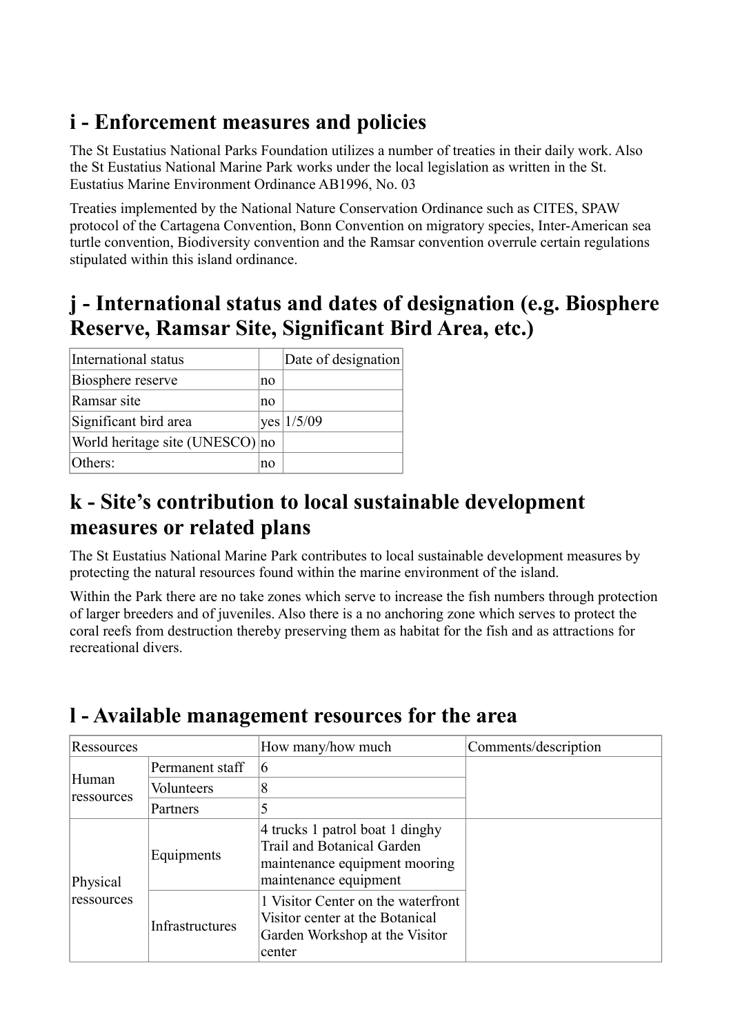## i - Enforcement measures and policies

The St Eustatius National Parks Foundation utilizes a number of treaties in their daily work. Also the St Eustatius National Marine Park works under the local legislation as written in the St. Eustatius Marine Environment Ordinance AB1996, No. 03

Treaties implemented by the National Nature Conservation Ordinance such as CITES, SPAW protocol of the Cartagena Convention, Bonn Convention on migratory species, Inter-American sea turtle convention, Biodiversity convention and the Ramsar convention overrule certain regulations stipulated within this island ordinance.

## j - International status and dates of designation (e.g. Biosphere Reserve, Ramsar Site, Significant Bird Area, etc.)

| International status | | Date of designation |
|---|---|---|
| Biosphere reserve | no | |
| Ramsar site | no | |
| Significant bird area | yes | 1/5/09 |
| World heritage site (UNESCO) | no | |
| Others: | no | |

## k - Site's contribution to local sustainable development measures or related plans

The St Eustatius National Marine Park contributes to local sustainable development measures by protecting the natural resources found within the marine environment of the island.

Within the Park there are no take zones which serve to increase the fish numbers through protection of larger breeders and of juveniles. Also there is a no anchoring zone which serves to protect the coral reefs from destruction thereby preserving them as habitat for the fish and as attractions for recreational divers.

## l - Available management resources for the area

| Ressources | | How many/how much | Comments/description |
|---|---|---|---|
| Human ressources | Permanent staff | 6 | |
| | Volunteers | 8 | |
| | Partners | 5 | |
| Physical ressources | Equipments | 4 trucks 1 patrol boat 1 dinghy Trail and Botanical Garden maintenance equipment mooring maintenance equipment | |
| | Infrastructures | 1 Visitor Center on the waterfront Visitor center at the Botanical Garden Workshop at the Visitor center | |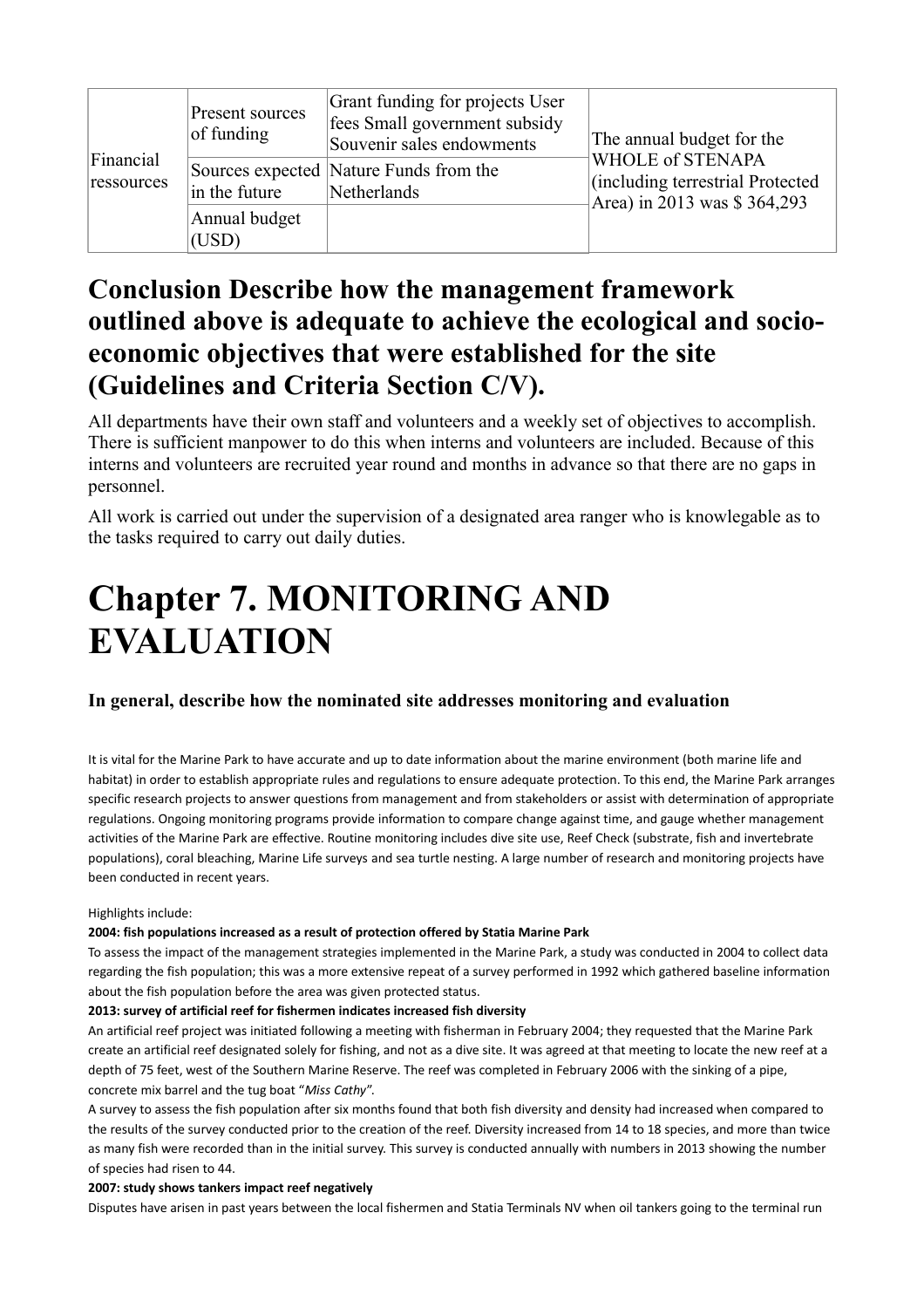| | | | |
|---|---|---|---|
| Financial ressources | Present sources of funding | Grant funding for projects User fees Small government subsidy Souvenir sales endowments | The annual budget for the WHOLE of STENAPA (including terrestrial Protected Area) in 2013 was $ 364,293 |
| | Sources expected in the future | Nature Funds from the Netherlands | |
| | Annual budget (USD) | | |

## Conclusion Describe how the management framework outlined above is adequate to achieve the ecological and socio-economic objectives that were established for the site (Guidelines and Criteria Section C/V).

All departments have their own staff and volunteers and a weekly set of objectives to accomplish. There is sufficient manpower to do this when interns and volunteers are included. Because of this interns and volunteers are recruited year round and months in advance so that there are no gaps in personnel.

All work is carried out under the supervision of a designated area ranger who is knowlegable as to the tasks required to carry out daily duties.

# Chapter 7. MONITORING AND EVALUATION

### In general, describe how the nominated site addresses monitoring and evaluation

It is vital for the Marine Park to have accurate and up to date information about the marine environment (both marine life and habitat) in order to establish appropriate rules and regulations to ensure adequate protection. To this end, the Marine Park arranges specific research projects to answer questions from management and from stakeholders or assist with determination of appropriate regulations. Ongoing monitoring programs provide information to compare change against time, and gauge whether management activities of the Marine Park are effective. Routine monitoring includes dive site use, Reef Check (substrate, fish and invertebrate populations), coral bleaching, Marine Life surveys and sea turtle nesting. A large number of research and monitoring projects have been conducted in recent years.

Highlights include:

**2004: fish populations increased as a result of protection offered by Statia Marine Park**

To assess the impact of the management strategies implemented in the Marine Park, a study was conducted in 2004 to collect data regarding the fish population; this was a more extensive repeat of a survey performed in 1992 which gathered baseline information about the fish population before the area was given protected status.

**2013: survey of artificial reef for fishermen indicates increased fish diversity**

An artificial reef project was initiated following a meeting with fisherman in February 2004; they requested that the Marine Park create an artificial reef designated solely for fishing, and not as a dive site. It was agreed at that meeting to locate the new reef at a depth of 75 feet, west of the Southern Marine Reserve. The reef was completed in February 2006 with the sinking of a pipe, concrete mix barrel and the tug boat "*Miss Cathy*".

A survey to assess the fish population after six months found that both fish diversity and density had increased when compared to the results of the survey conducted prior to the creation of the reef. Diversity increased from 14 to 18 species, and more than twice as many fish were recorded than in the initial survey. This survey is conducted annually with numbers in 2013 showing the number of species had risen to 44.

**2007: study shows tankers impact reef negatively**

Disputes have arisen in past years between the local fishermen and Statia Terminals NV when oil tankers going to the terminal run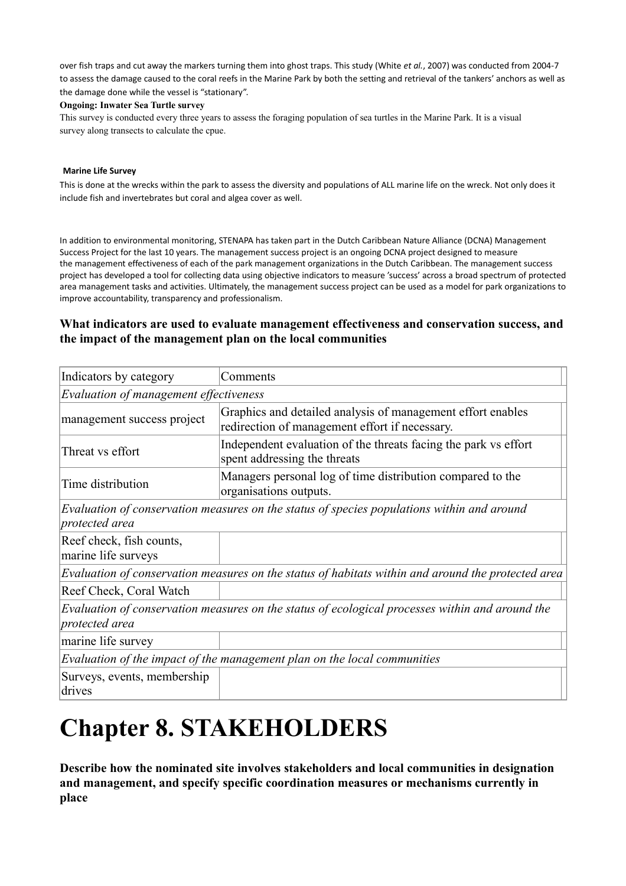over fish traps and cut away the markers turning them into ghost traps. This study (White *et al.*, 2007) was conducted from 2004-7 to assess the damage caused to the coral reefs in the Marine Park by both the setting and retrieval of the tankers' anchors as well as the damage done while the vessel is "stationary".

**Ongoing: Inwater Sea Turtle survey**

This survey is conducted every three years to assess the foraging population of sea turtles in the Marine Park. It is a visual survey along transects to calculate the cpue.

**Marine Life Survey**

This is done at the wrecks within the park to assess the diversity and populations of ALL marine life on the wreck. Not only does it include fish and invertebrates but coral and algea cover as well.

In addition to environmental monitoring, STENAPA has taken part in the Dutch Caribbean Nature Alliance (DCNA) Management Success Project for the last 10 years. The management success project is an ongoing DCNA project designed to measure the management effectiveness of each of the park management organizations in the Dutch Caribbean. The management success project has developed a tool for collecting data using objective indicators to measure 'success' across a broad spectrum of protected area management tasks and activities. Ultimately, the management success project can be used as a model for park organizations to improve accountability, transparency and professionalism.

**What indicators are used to evaluate management effectiveness and conservation success, and the impact of the management plan on the local communities**

| Indicators by category | Comments |
| --- | --- |
| *Evaluation of management effectiveness* | |
| management success project | Graphics and detailed analysis of management effort enables redirection of management effort if necessary. |
| Threat vs effort | Independent evaluation of the threats facing the park vs effort spent addressing the threats |
| Time distribution | Managers personal log of time distribution compared to the organisations outputs. |
| *Evaluation of conservation measures on the status of species populations within and around protected area* | |
| Reef check, fish counts, marine life surveys | |
| *Evaluation of conservation measures on the status of habitats within and around the protected area* | |
| Reef Check, Coral Watch | |
| *Evaluation of conservation measures on the status of ecological processes within and around the protected area* | |
| marine life survey | |
| *Evaluation of the impact of the management plan on the local communities* | |
| Surveys, events, membership drives | |

# Chapter 8. STAKEHOLDERS

**Describe how the nominated site involves stakeholders and local communities in designation and management, and specify specific coordination measures or mechanisms currently in place**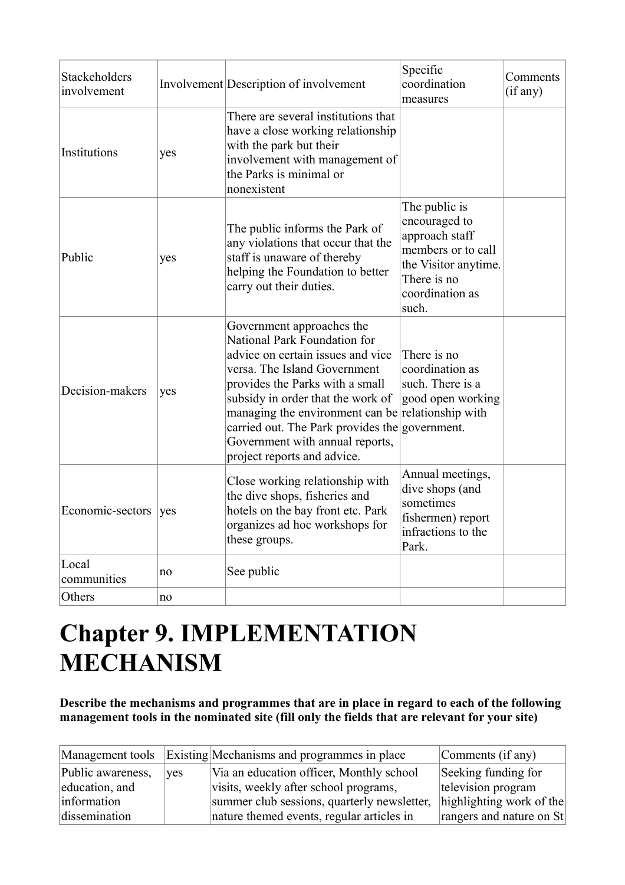| Stackeholders involvement | Involvement | Description of involvement | Specific coordination measures | Comments (if any) |
|---|---|---|---|---|
| Institutions | yes | There are several institutions that have a close working relationship with the park but their involvement with management of the Parks is minimal or nonexistent | | |
| Public | yes | The public informs the Park of any violations that occur that the staff is unaware of thereby helping the Foundation to better carry out their duties. | The public is encouraged to approach staff members or to call the Visitor anytime. There is no coordination as such. | |
| Decision-makers | yes | Government approaches the National Park Foundation for advice on certain issues and vice versa. The Island Government provides the Parks with a small subsidy in order that the work of managing the environment can be carried out. The Park provides the Government with annual reports, project reports and advice. | There is no coordination as such. There is a good open working relationship with government. | |
| Economic-sectors | yes | Close working relationship with the dive shops, fisheries and hotels on the bay front etc. Park organizes ad hoc workshops for these groups. | Annual meetings, dive shops (and sometimes fishermen) report infractions to the Park. | |
| Local communities | no | See public | | |
| Others | no | | | |

# Chapter 9. IMPLEMENTATION MECHANISM

**Describe the mechanisms and programmes that are in place in regard to each of the following management tools in the nominated site (fill only the fields that are relevant for your site)**

| Management tools | Existing | Mechanisms and programmes in place | Comments (if any) |
|---|---|---|---|
| Public awareness, education, and information dissemination | yes | Via an education officer, Monthly school visits, weekly after school programs, summer club sessions, quarterly newsletter, nature themed events, regular articles in | Seeking funding for television program highlighting work of the rangers and nature on St |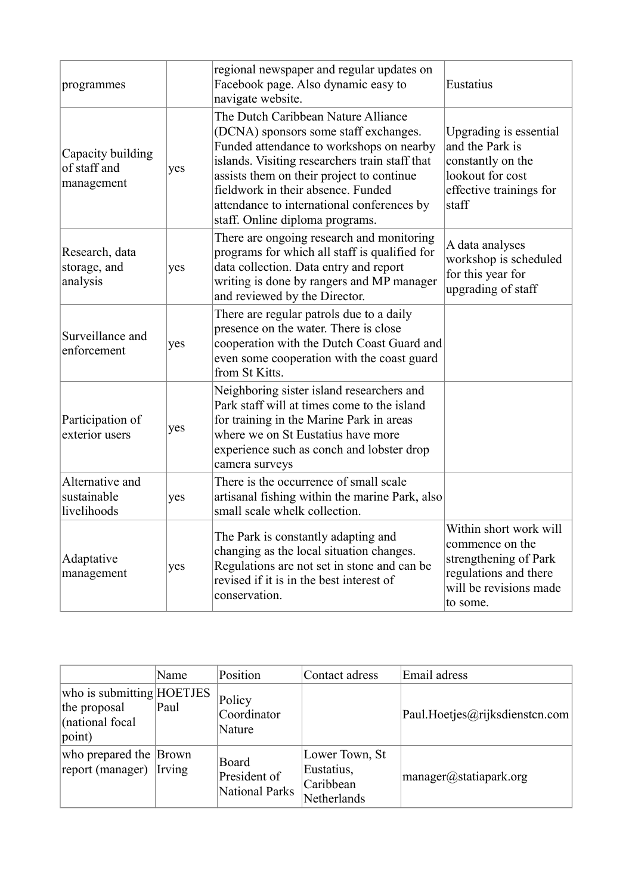| | | | |
|---|---|---|---|
| programmes | | regional newspaper and regular updates on Facebook page. Also dynamic easy to navigate website. | Eustatius |
| Capacity building of staff and management | yes | The Dutch Caribbean Nature Alliance (DCNA) sponsors some staff exchanges. Funded attendance to workshops on nearby islands. Visiting researchers train staff that assists them on their project to continue fieldwork in their absence. Funded attendance to international conferences by staff. Online diploma programs. | Upgrading is essential and the Park is constantly on the lookout for cost effective trainings for staff |
| Research, data storage, and analysis | yes | There are ongoing research and monitoring programs for which all staff is qualified for data collection. Data entry and report writing is done by rangers and MP manager and reviewed by the Director. | A data analyses workshop is scheduled for this year for upgrading of staff |
| Surveillance and enforcement | yes | There are regular patrols due to a daily presence on the water. There is close cooperation with the Dutch Coast Guard and even some cooperation with the coast guard from St Kitts. | |
| Participation of exterior users | yes | Neighboring sister island researchers and Park staff will at times come to the island for training in the Marine Park in areas where we on St Eustatius have more experience such as conch and lobster drop camera surveys | |
| Alternative and sustainable livelihoods | yes | There is the occurrence of small scale artisanal fishing within the marine Park, also small scale whelk collection. | |
| Adaptative management | yes | The Park is constantly adapting and changing as the local situation changes. Regulations are not set in stone and can be revised if it is in the best interest of conservation. | Within short work will commence on the strengthening of Park regulations and there will be revisions made to some. |

| | Name | Position | Contact adress | Email adress |
|---|---|---|---|---|
| who is submitting the proposal (national focal point) | HOETJES Paul | Policy Coordinator Nature | | Paul.Hoetjes@rijksdienstcn.com |
| who prepared the report (manager) | Brown Irving | Board President of National Parks | Lower Town, St Eustatius, Caribbean Netherlands | manager@statiapark.org |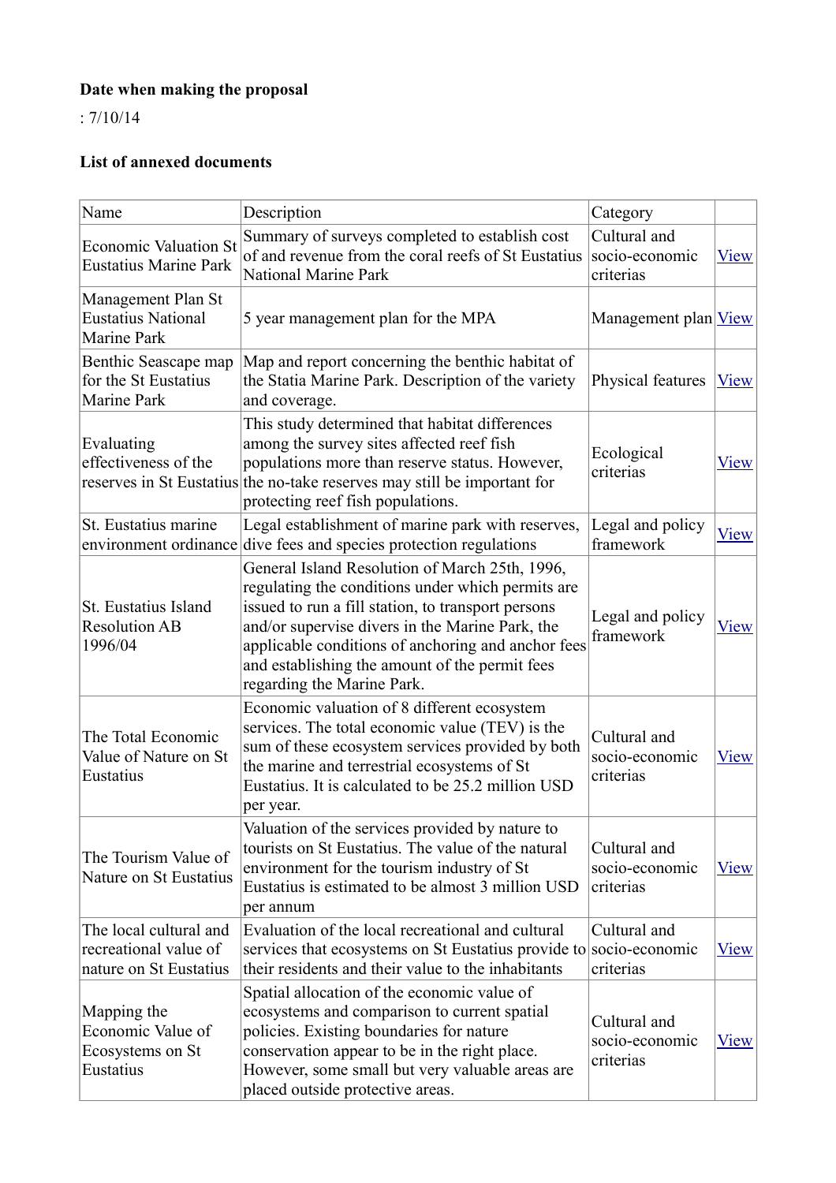**Date when making the proposal**

: 7/10/14

**List of annexed documents**

| Name | Description | Category | |
|---|---|---|---|
| Economic Valuation St Eustatius Marine Park | Summary of surveys completed to establish cost of and revenue from the coral reefs of St Eustatius National Marine Park | Cultural and socio-economic criterias | View |
| Management Plan St Eustatius National Marine Park | 5 year management plan for the MPA | Management plan | View |
| Benthic Seascape map for the St Eustatius Marine Park | Map and report concerning the benthic habitat of the Statia Marine Park. Description of the variety and coverage. | Physical features | View |
| Evaluating effectiveness of the reserves in St Eustatius | This study determined that habitat differences among the survey sites affected reef fish populations more than reserve status. However, the no-take reserves may still be important for protecting reef fish populations. | Ecological criterias | View |
| St. Eustatius marine environment ordinance | Legal establishment of marine park with reserves, dive fees and species protection regulations | Legal and policy framework | View |
| St. Eustatius Island Resolution AB 1996/04 | General Island Resolution of March 25th, 1996, regulating the conditions under which permits are issued to run a fill station, to transport persons and/or supervise divers in the Marine Park, the applicable conditions of anchoring and anchor fees and establishing the amount of the permit fees regarding the Marine Park. | Legal and policy framework | View |
| The Total Economic Value of Nature on St Eustatius | Economic valuation of 8 different ecosystem services. The total economic value (TEV) is the sum of these ecosystem services provided by both the marine and terrestrial ecosystems of St Eustatius. It is calculated to be 25.2 million USD per year. | Cultural and socio-economic criterias | View |
| The Tourism Value of Nature on St Eustatius | Valuation of the services provided by nature to tourists on St Eustatius. The value of the natural environment for the tourism industry of St Eustatius is estimated to be almost 3 million USD per annum | Cultural and socio-economic criterias | View |
| The local cultural and recreational value of nature on St Eustatius | Evaluation of the local recreational and cultural services that ecosystems on St Eustatius provide to their residents and their value to the inhabitants | Cultural and socio-economic criterias | View |
| Mapping the Economic Value of Ecosystems on St Eustatius | Spatial allocation of the economic value of ecosystems and comparison to current spatial policies. Existing boundaries for nature conservation appear to be in the right place. However, some small but very valuable areas are placed outside protective areas. | Cultural and socio-economic criterias | View |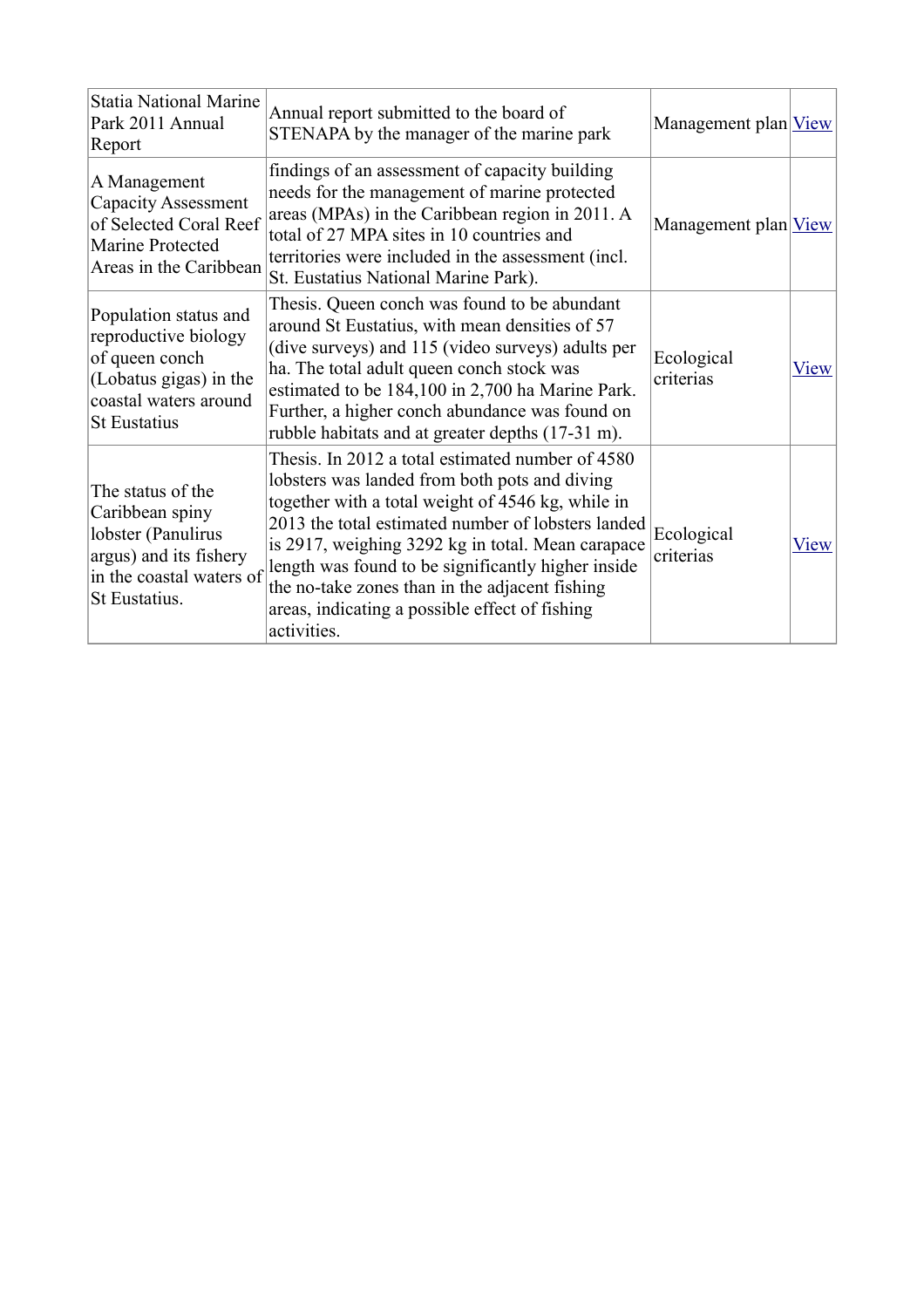| | | | |
|---|---|---|---|
| Statia National Marine Park 2011 Annual Report | Annual report submitted to the board of STENAPA by the manager of the marine park | Management plan | View |
| A Management Capacity Assessment of Selected Coral Reef Marine Protected Areas in the Caribbean | findings of an assessment of capacity building needs for the management of marine protected areas (MPAs) in the Caribbean region in 2011. A total of 27 MPA sites in 10 countries and territories were included in the assessment (incl. St. Eustatius National Marine Park). | Management plan | View |
| Population status and reproductive biology of queen conch (Lobatus gigas) in the coastal waters around St Eustatius | Thesis. Queen conch was found to be abundant around St Eustatius, with mean densities of 57 (dive surveys) and 115 (video surveys) adults per ha. The total adult queen conch stock was estimated to be 184,100 in 2,700 ha Marine Park. Further, a higher conch abundance was found on rubble habitats and at greater depths (17-31 m). | Ecological criterias | View |
| The status of the Caribbean spiny lobster (Panulirus argus) and its fishery in the coastal waters of St Eustatius. | Thesis. In 2012 a total estimated number of 4580 lobsters was landed from both pots and diving together with a total weight of 4546 kg, while in 2013 the total estimated number of lobsters landed is 2917, weighing 3292 kg in total. Mean carapace length was found to be significantly higher inside the no-take zones than in the adjacent fishing areas, indicating a possible effect of fishing activities. | Ecological criterias | View |